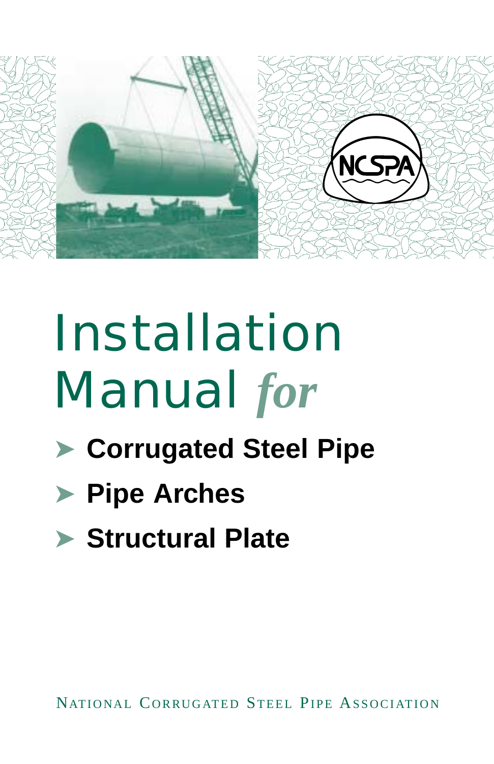# Installation Manual *for*

- **Corrugated Steel Pipe**
- **Pipe Arches**
- **Structural Plate**

NATIONAL CORRUGATED STEEL PIPE ASSOCIATION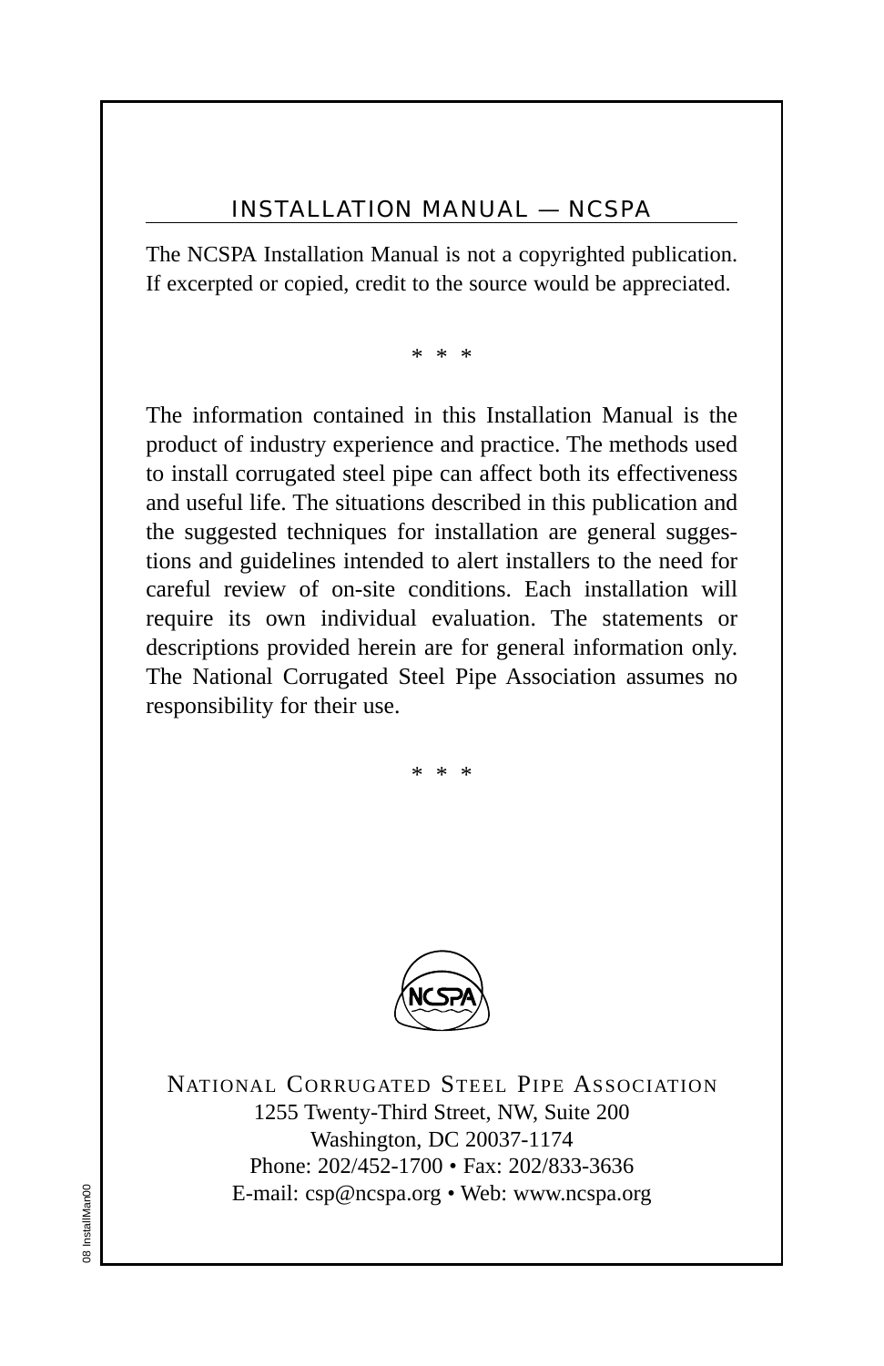## INSTALLATION MANUAL — NCSPA

The NCSPA Installation Manual is not a copyrighted publication. If excerpted or copied, credit to the source would be appreciated.

\* \* \*

The information contained in this Installation Manual is the product of industry experience and practice. The methods used to install corrugated steel pipe can affect both its effectiveness and useful life. The situations described in this publication and the suggested techniques for installation are general suggestions and guidelines intended to alert installers to the need for careful review of on-site conditions. Each installation will require its own individual evaluation. The statements or descriptions provided herein are for general information only. The National Corrugated Steel Pipe Association assumes no responsibility for their use.

\* \* \*

NCSPA

NATIONAL CORRUGATED STEEL PIPE ASSOCIATION
1255 Twenty-Third Street, NW, Suite 200
Washington, DC 20037-1174
Phone: 202/452-1700 • Fax: 202/833-3636
E-mail: csp@ncspa.org • Web: www.ncspa.org

08 InstallMan00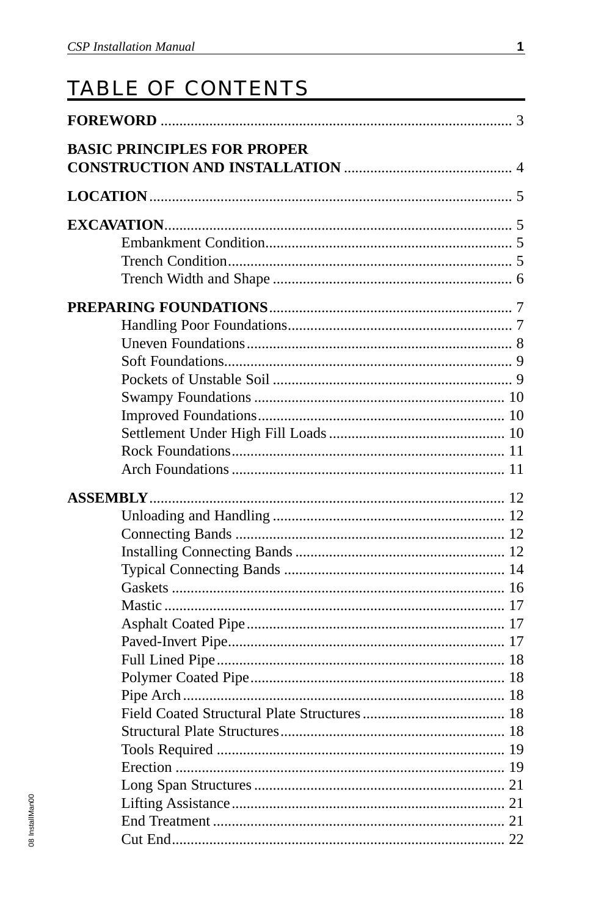# TABLE OF CONTENTS

**FOREWORD** ............................................................................................ 3

**BASIC PRINCIPLES FOR PROPER CONSTRUCTION AND INSTALLATION** ............................................ 4

**LOCATION**.............................................................................................. 5

**EXCAVATION**........................................................................................... 5
- Embankment Condition................................................................. 5
- Trench Condition........................................................................... 5
- Trench Width and Shape ............................................................... 6

**PREPARING FOUNDATIONS**............................................................... 7
- Handling Poor Foundations........................................................... 7
- Uneven Foundations...................................................................... 8
- Soft Foundations............................................................................ 9
- Pockets of Unstable Soil ............................................................... 9
- Swampy Foundations .................................................................. 10
- Improved Foundations................................................................. 10
- Settlement Under High Fill Loads ............................................... 10
- Rock Foundations........................................................................ 11
- Arch Foundations ........................................................................ 11

**ASSEMBLY**............................................................................................. 12
- Unloading and Handling ............................................................. 12
- Connecting Bands ....................................................................... 12
- Installing Connecting Bands ........................................................ 12
- Typical Connecting Bands .......................................................... 14
- Gaskets ........................................................................................ 16
- Mastic .......................................................................................... 17
- Asphalt Coated Pipe.................................................................... 17
- Paved-Invert Pipe......................................................................... 17
- Full Lined Pipe............................................................................ 18
- Polymer Coated Pipe................................................................... 18
- Pipe Arch..................................................................................... 18
- Field Coated Structural Plate Structures...................................... 18
- Structural Plate Structures........................................................... 18
- Tools Required ............................................................................ 19
- Erection ....................................................................................... 19
- Long Span Structures .................................................................. 21
- Lifting Assistance........................................................................ 21
- End Treatment ............................................................................. 21
- Cut End........................................................................................ 22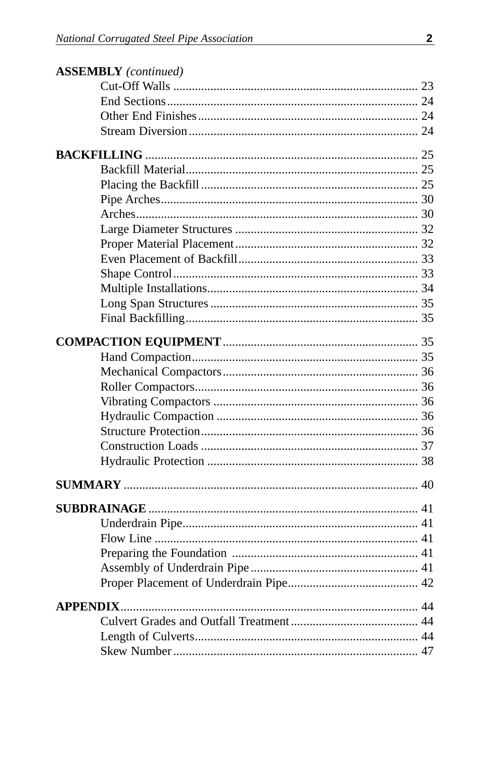**ASSEMBLY** *(continued)*

- Cut-Off Walls ............................................................................ 23
- End Sections ............................................................................. 24
- Other End Finishes ...................................................................... 24
- Stream Diversion ........................................................................ 24

**BACKFILLING** ........................................................................... 25

- Backfill Material ......................................................................... 25
- Placing the Backfill ..................................................................... 25
- Pipe Arches ................................................................................ 30
- Arches ........................................................................................ 30
- Large Diameter Structures .......................................................... 32
- Proper Material Placement .......................................................... 32
- Even Placement of Backfill .......................................................... 33
- Shape Control ............................................................................. 33
- Multiple Installations .................................................................. 34
- Long Span Structures .................................................................. 35
- Final Backfilling .......................................................................... 35

**COMPACTION EQUIPMENT** ..................................................... 35

- Hand Compaction ........................................................................ 35
- Mechanical Compactors .............................................................. 36
- Roller Compactors ....................................................................... 36
- Vibrating Compactors ................................................................. 36
- Hydraulic Compaction ................................................................ 36
- Structure Protection .................................................................... 36
- Construction Loads ..................................................................... 37
- Hydraulic Protection ................................................................... 38

**SUMMARY** .................................................................................. 40

**SUBDRAINAGE** .......................................................................... 41

- Underdrain Pipe .......................................................................... 41
- Flow Line .................................................................................... 41
- Preparing the Foundation ........................................................... 41
- Assembly of Underdrain Pipe ..................................................... 41
- Proper Placement of Underdrain Pipe ......................................... 42

**APPENDIX** .................................................................................. 44

- Culvert Grades and Outfall Treatment ........................................ 44
- Length of Culverts ....................................................................... 44
- Skew Number .............................................................................. 47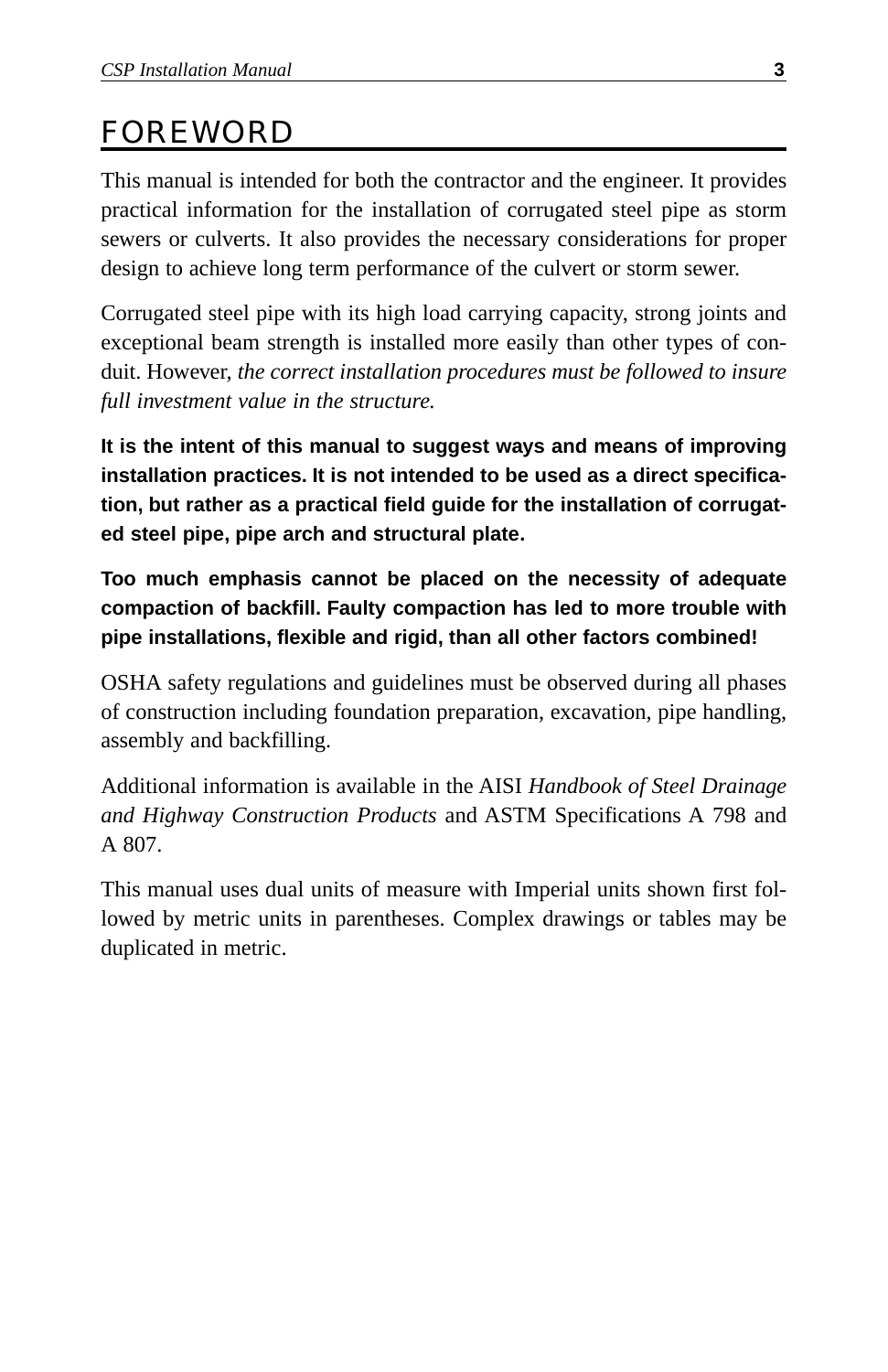# FOREWORD

This manual is intended for both the contractor and the engineer. It provides practical information for the installation of corrugated steel pipe as storm sewers or culverts. It also provides the necessary considerations for proper design to achieve long term performance of the culvert or storm sewer.

Corrugated steel pipe with its high load carrying capacity, strong joints and exceptional beam strength is installed more easily than other types of conduit. However, *the correct installation procedures must be followed to insure full investment value in the structure.*

**It is the intent of this manual to suggest ways and means of improving installation practices. It is not intended to be used as a direct specification, but rather as a practical field guide for the installation of corrugated steel pipe, pipe arch and structural plate.**

**Too much emphasis cannot be placed on the necessity of adequate compaction of backfill. Faulty compaction has led to more trouble with pipe installations, flexible and rigid, than all other factors combined!**

OSHA safety regulations and guidelines must be observed during all phases of construction including foundation preparation, excavation, pipe handling, assembly and backfilling.

Additional information is available in the AISI *Handbook of Steel Drainage and Highway Construction Products* and ASTM Specifications A 798 and A 807.

This manual uses dual units of measure with Imperial units shown first followed by metric units in parentheses. Complex drawings or tables may be duplicated in metric.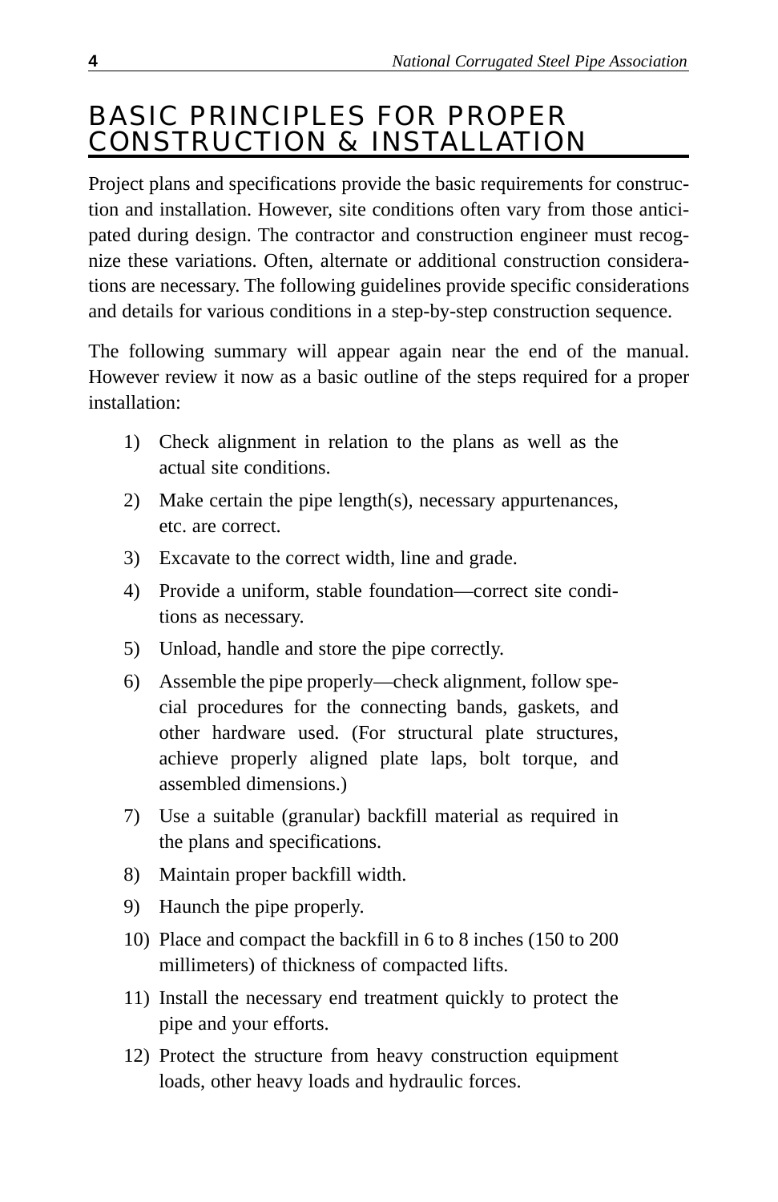# BASIC PRINCIPLES FOR PROPER CONSTRUCTION & INSTALLATION

Project plans and specifications provide the basic requirements for construction and installation. However, site conditions often vary from those anticipated during design. The contractor and construction engineer must recognize these variations. Often, alternate or additional construction considerations are necessary. The following guidelines provide specific considerations and details for various conditions in a step-by-step construction sequence.

The following summary will appear again near the end of the manual. However review it now as a basic outline of the steps required for a proper installation:

1) Check alignment in relation to the plans as well as the actual site conditions.
2) Make certain the pipe length(s), necessary appurtenances, etc. are correct.
3) Excavate to the correct width, line and grade.
4) Provide a uniform, stable foundation—correct site conditions as necessary.
5) Unload, handle and store the pipe correctly.
6) Assemble the pipe properly—check alignment, follow special procedures for the connecting bands, gaskets, and other hardware used. (For structural plate structures, achieve properly aligned plate laps, bolt torque, and assembled dimensions.)
7) Use a suitable (granular) backfill material as required in the plans and specifications.
8) Maintain proper backfill width.
9) Haunch the pipe properly.
10) Place and compact the backfill in 6 to 8 inches (150 to 200 millimeters) of thickness of compacted lifts.
11) Install the necessary end treatment quickly to protect the pipe and your efforts.
12) Protect the structure from heavy construction equipment loads, other heavy loads and hydraulic forces.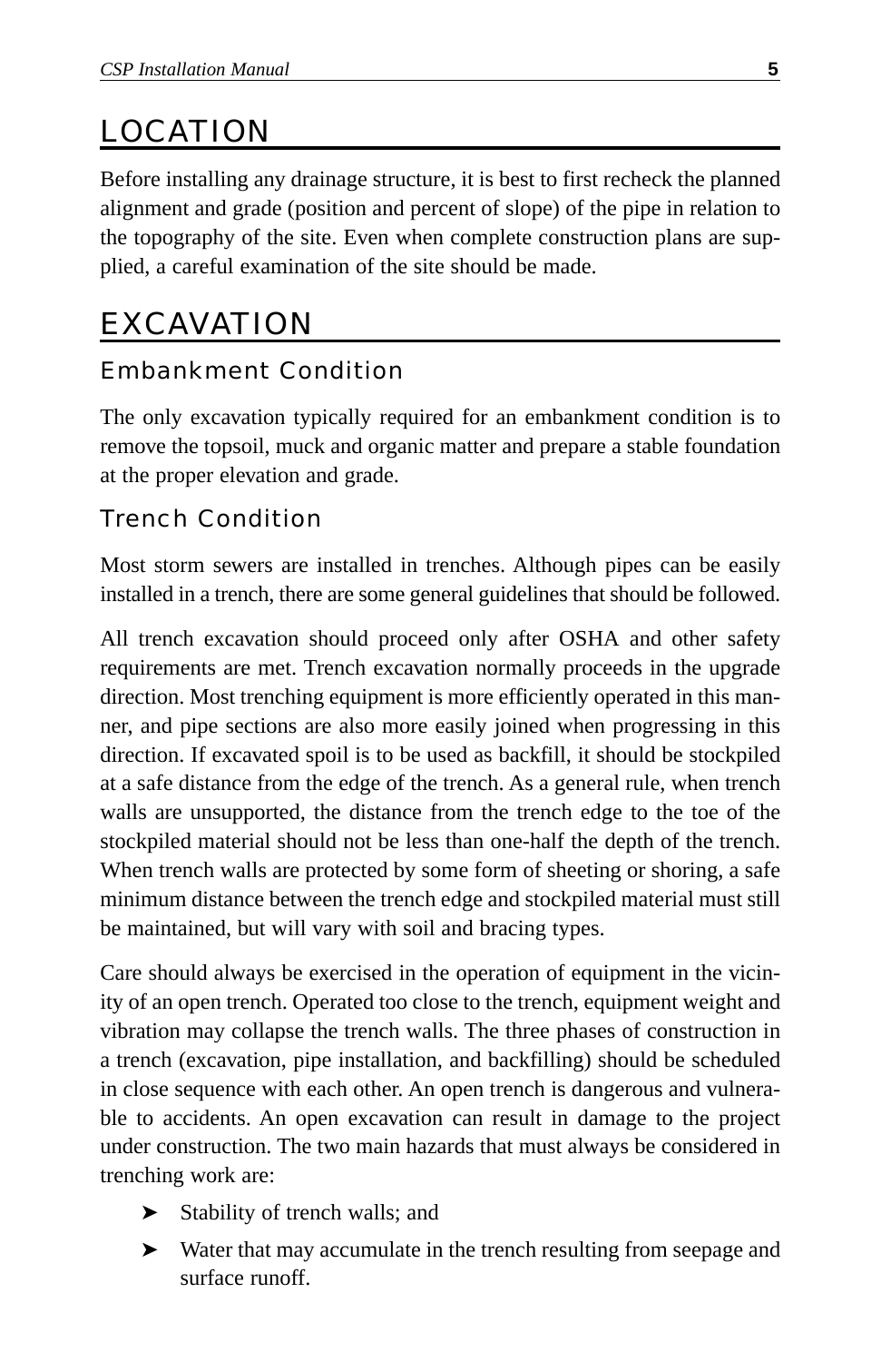# LOCATION

Before installing any drainage structure, it is best to first recheck the planned alignment and grade (position and percent of slope) of the pipe in relation to the topography of the site. Even when complete construction plans are supplied, a careful examination of the site should be made.

# EXCAVATION

## Embankment Condition

The only excavation typically required for an embankment condition is to remove the topsoil, muck and organic matter and prepare a stable foundation at the proper elevation and grade.

## Trench Condition

Most storm sewers are installed in trenches. Although pipes can be easily installed in a trench, there are some general guidelines that should be followed.

All trench excavation should proceed only after OSHA and other safety requirements are met. Trench excavation normally proceeds in the upgrade direction. Most trenching equipment is more efficiently operated in this manner, and pipe sections are also more easily joined when progressing in this direction. If excavated spoil is to be used as backfill, it should be stockpiled at a safe distance from the edge of the trench. As a general rule, when trench walls are unsupported, the distance from the trench edge to the toe of the stockpiled material should not be less than one-half the depth of the trench. When trench walls are protected by some form of sheeting or shoring, a safe minimum distance between the trench edge and stockpiled material must still be maintained, but will vary with soil and bracing types.

Care should always be exercised in the operation of equipment in the vicinity of an open trench. Operated too close to the trench, equipment weight and vibration may collapse the trench walls. The three phases of construction in a trench (excavation, pipe installation, and backfilling) should be scheduled in close sequence with each other. An open trench is dangerous and vulnerable to accidents. An open excavation can result in damage to the project under construction. The two main hazards that must always be considered in trenching work are:

- Stability of trench walls; and
- Water that may accumulate in the trench resulting from seepage and surface runoff.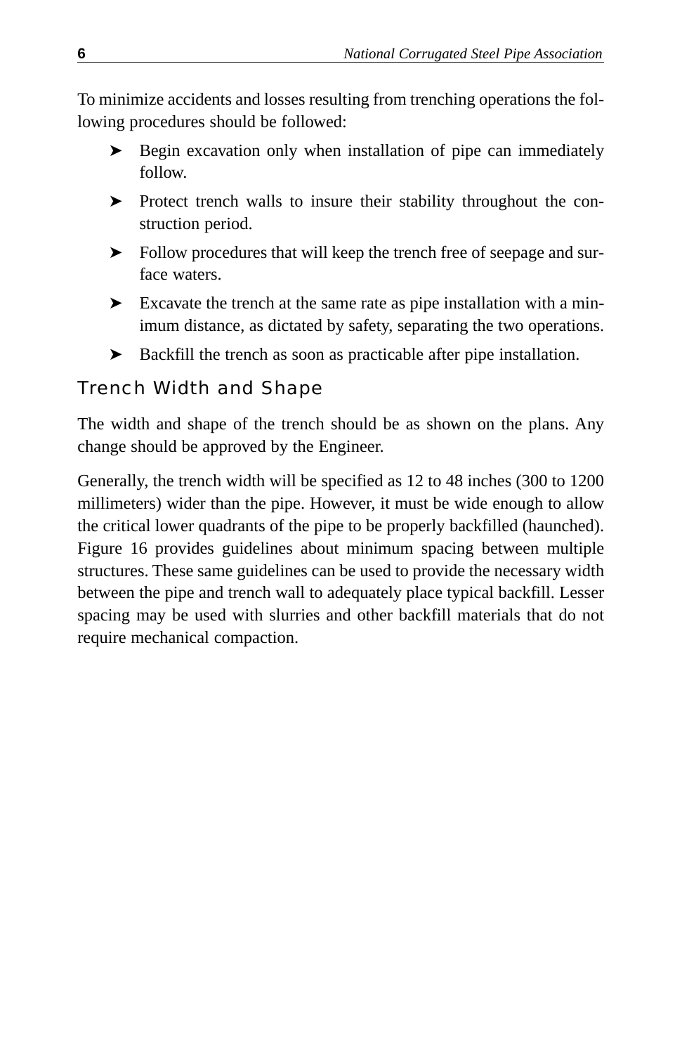To minimize accidents and losses resulting from trenching operations the following procedures should be followed:

- Begin excavation only when installation of pipe can immediately follow.
- Protect trench walls to insure their stability throughout the construction period.
- Follow procedures that will keep the trench free of seepage and surface waters.
- Excavate the trench at the same rate as pipe installation with a minimum distance, as dictated by safety, separating the two operations.
- Backfill the trench as soon as practicable after pipe installation.

## Trench Width and Shape

The width and shape of the trench should be as shown on the plans. Any change should be approved by the Engineer.

Generally, the trench width will be specified as 12 to 48 inches (300 to 1200 millimeters) wider than the pipe. However, it must be wide enough to allow the critical lower quadrants of the pipe to be properly backfilled (haunched). Figure 16 provides guidelines about minimum spacing between multiple structures. These same guidelines can be used to provide the necessary width between the pipe and trench wall to adequately place typical backfill. Lesser spacing may be used with slurries and other backfill materials that do not require mechanical compaction.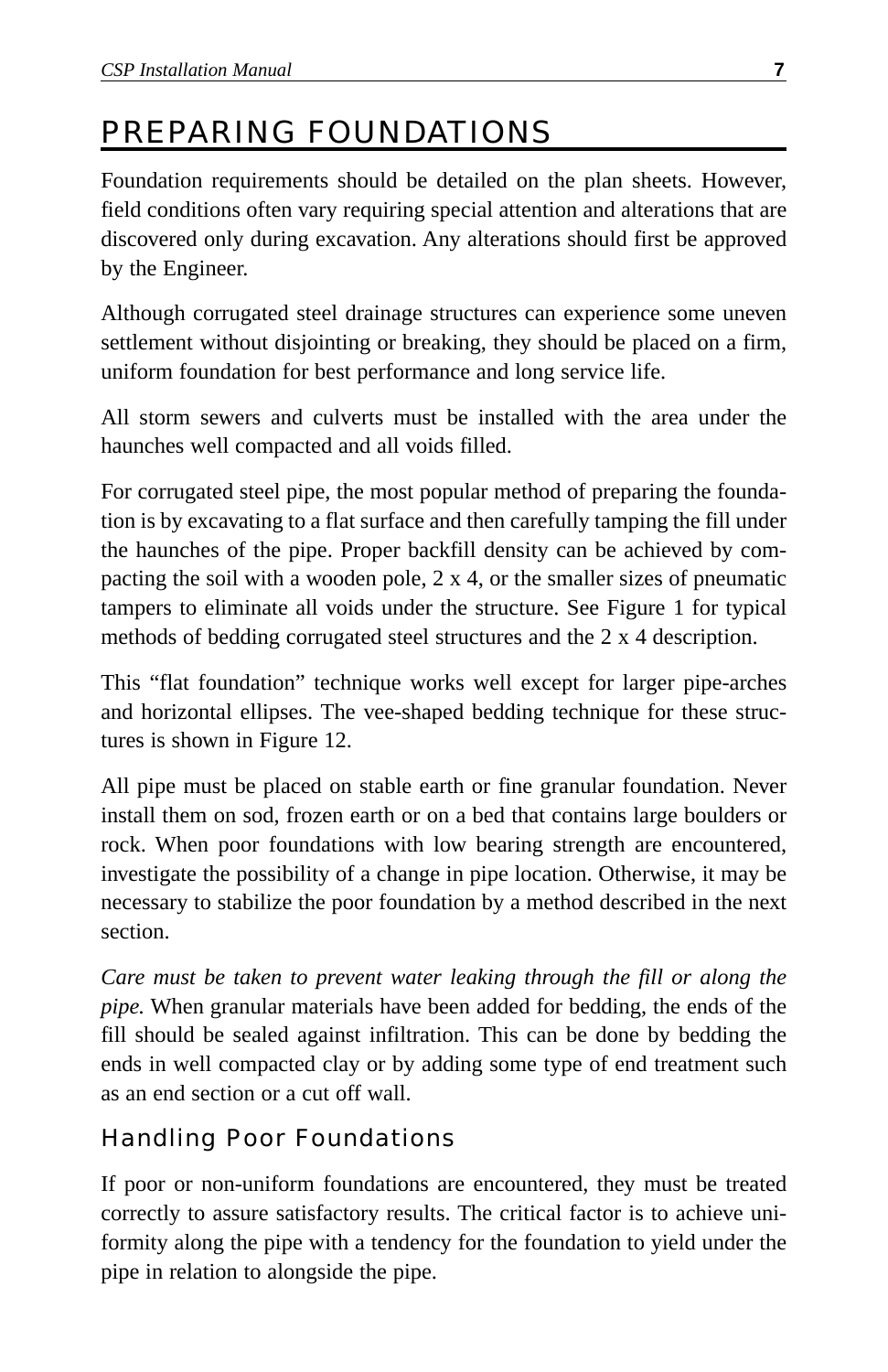# PREPARING FOUNDATIONS

Foundation requirements should be detailed on the plan sheets. However, field conditions often vary requiring special attention and alterations that are discovered only during excavation. Any alterations should first be approved by the Engineer.

Although corrugated steel drainage structures can experience some uneven settlement without disjointing or breaking, they should be placed on a firm, uniform foundation for best performance and long service life.

All storm sewers and culverts must be installed with the area under the haunches well compacted and all voids filled.

For corrugated steel pipe, the most popular method of preparing the foundation is by excavating to a flat surface and then carefully tamping the fill under the haunches of the pipe. Proper backfill density can be achieved by compacting the soil with a wooden pole, 2 x 4, or the smaller sizes of pneumatic tampers to eliminate all voids under the structure. See Figure 1 for typical methods of bedding corrugated steel structures and the 2 x 4 description.

This "flat foundation" technique works well except for larger pipe-arches and horizontal ellipses. The vee-shaped bedding technique for these structures is shown in Figure 12.

All pipe must be placed on stable earth or fine granular foundation. Never install them on sod, frozen earth or on a bed that contains large boulders or rock. When poor foundations with low bearing strength are encountered, investigate the possibility of a change in pipe location. Otherwise, it may be necessary to stabilize the poor foundation by a method described in the next section.

*Care must be taken to prevent water leaking through the fill or along the pipe.* When granular materials have been added for bedding, the ends of the fill should be sealed against infiltration. This can be done by bedding the ends in well compacted clay or by adding some type of end treatment such as an end section or a cut off wall.

## Handling Poor Foundations

If poor or non-uniform foundations are encountered, they must be treated correctly to assure satisfactory results. The critical factor is to achieve uniformity along the pipe with a tendency for the foundation to yield under the pipe in relation to alongside the pipe.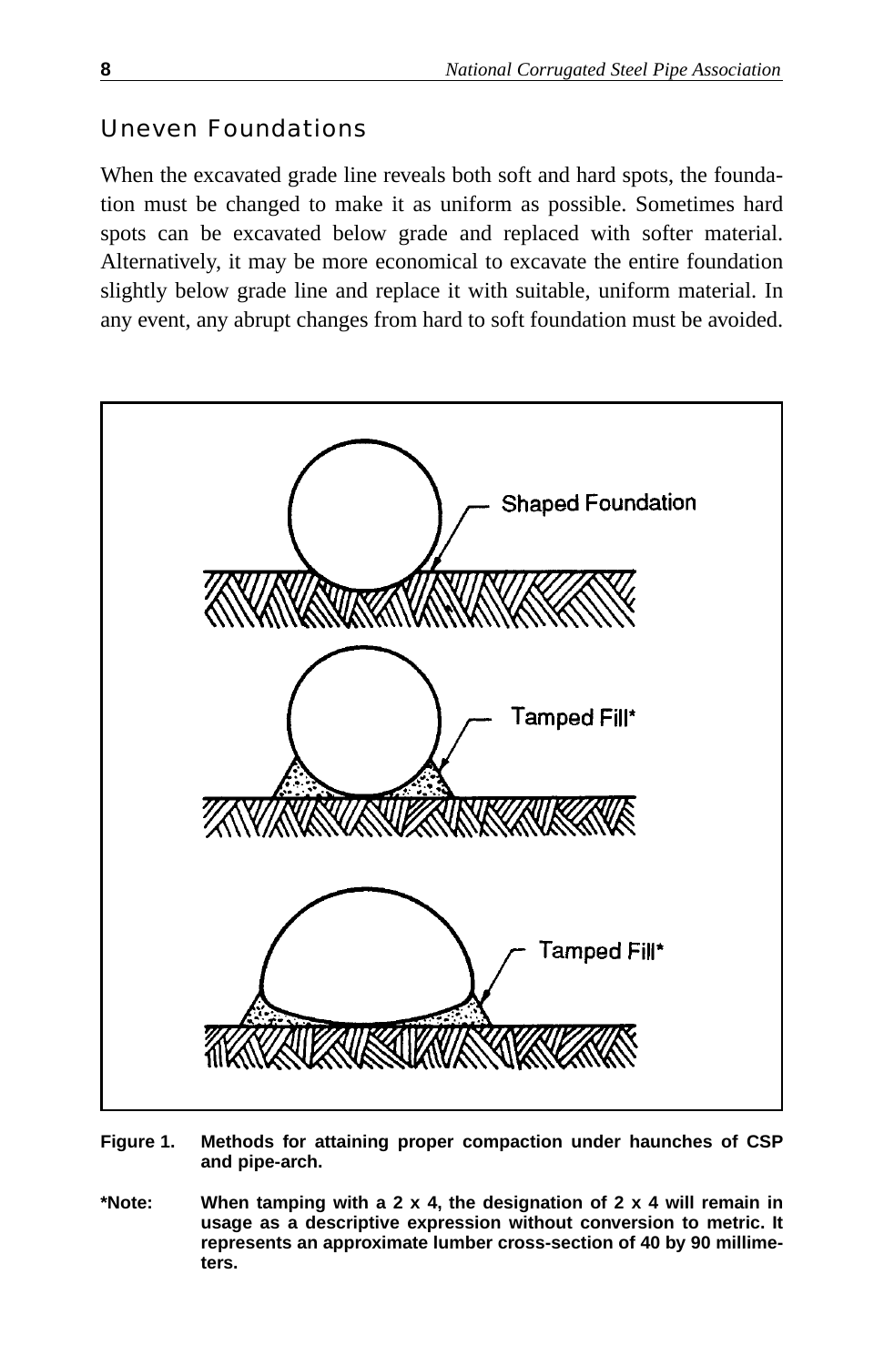## Uneven Foundations

When the excavated grade line reveals both soft and hard spots, the foundation must be changed to make it as uniform as possible. Sometimes hard spots can be excavated below grade and replaced with softer material. Alternatively, it may be more economical to excavate the entire foundation slightly below grade line and replace it with suitable, uniform material. In any event, any abrupt changes from hard to soft foundation must be avoided.

Shaped Foundation

Tamped Fill*

Tamped Fill*

**Figure 1. Methods for attaining proper compaction under haunches of CSP and pipe-arch.**

**\*Note: When tamping with a 2 x 4, the designation of 2 x 4 will remain in usage as a descriptive expression without conversion to metric. It represents an approximate lumber cross-section of 40 by 90 millimeters.**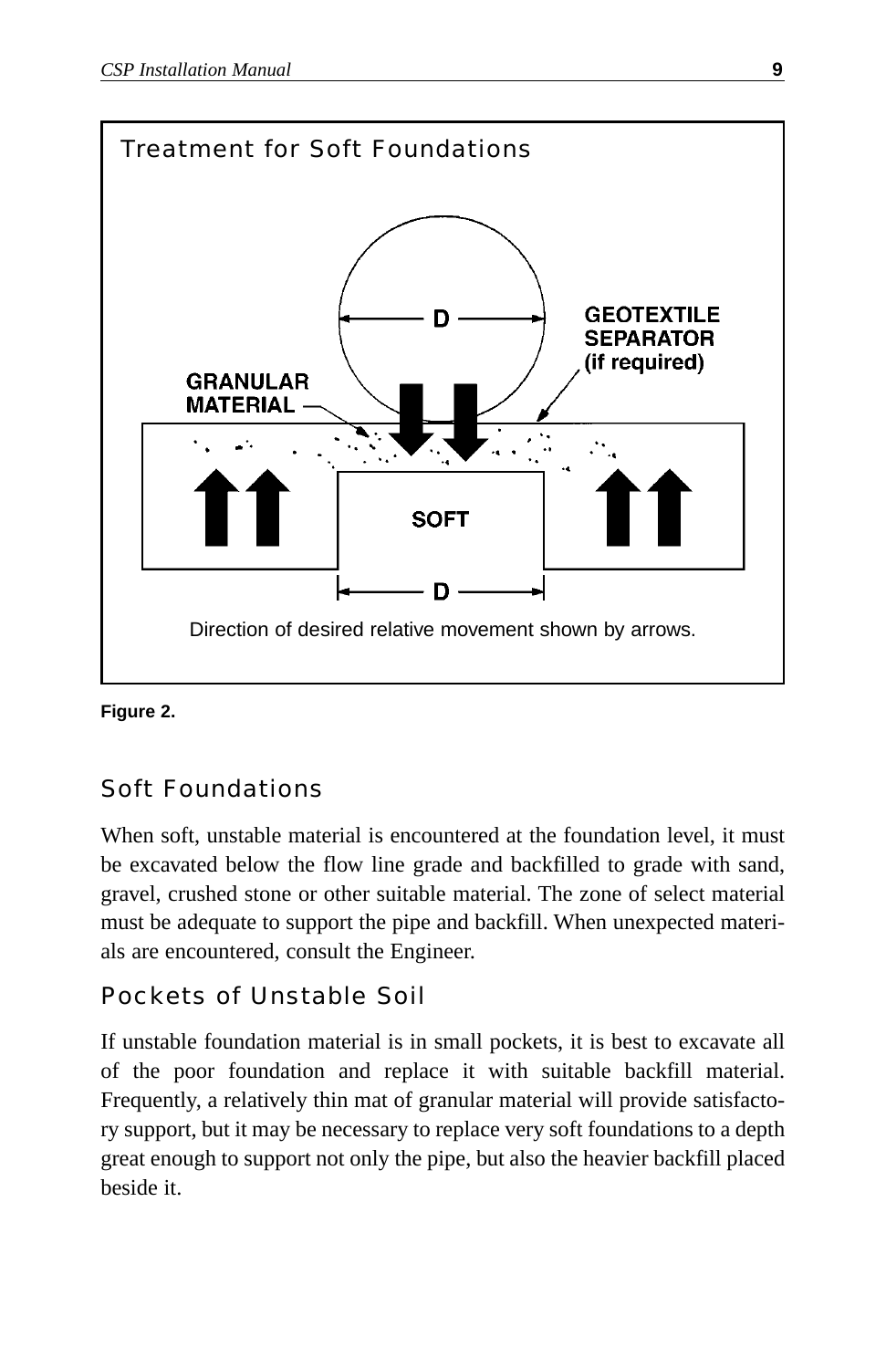Treatment for Soft Foundations

D

GEOTEXTILE SEPARATOR (if required)

GRANULAR MATERIAL

SOFT

D

Direction of desired relative movement shown by arrows.

**Figure 2.**

## Soft Foundations

When soft, unstable material is encountered at the foundation level, it must be excavated below the flow line grade and backfilled to grade with sand, gravel, crushed stone or other suitable material. The zone of select material must be adequate to support the pipe and backfill. When unexpected materials are encountered, consult the Engineer.

## Pockets of Unstable Soil

If unstable foundation material is in small pockets, it is best to excavate all of the poor foundation and replace it with suitable backfill material. Frequently, a relatively thin mat of granular material will provide satisfactory support, but it may be necessary to replace very soft foundations to a depth great enough to support not only the pipe, but also the heavier backfill placed beside it.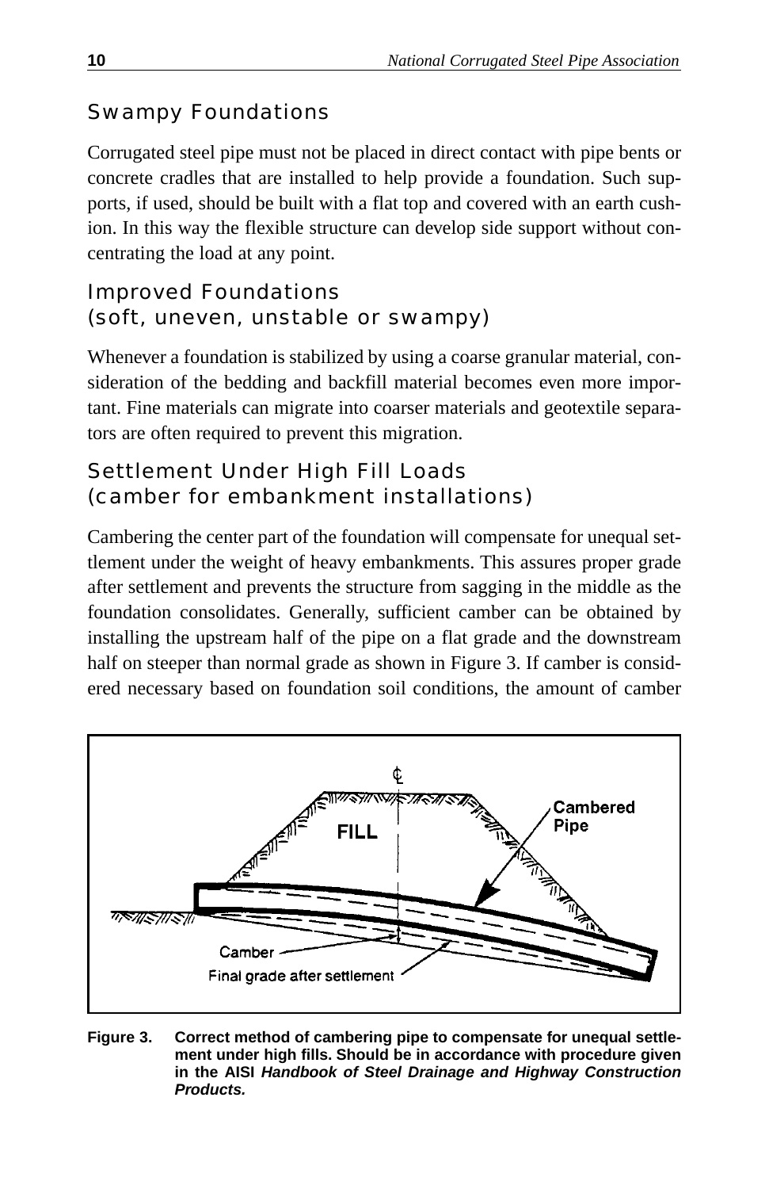## Swampy Foundations

Corrugated steel pipe must not be placed in direct contact with pipe bents or concrete cradles that are installed to help provide a foundation. Such supports, if used, should be built with a flat top and covered with an earth cushion. In this way the flexible structure can develop side support without concentrating the load at any point.

## Improved Foundations (soft, uneven, unstable or swampy)

Whenever a foundation is stabilized by using a coarse granular material, consideration of the bedding and backfill material becomes even more important. Fine materials can migrate into coarser materials and geotextile separators are often required to prevent this migration.

## Settlement Under High Fill Loads (camber for embankment installations)

Cambering the center part of the foundation will compensate for unequal settlement under the weight of heavy embankments. This assures proper grade after settlement and prevents the structure from sagging in the middle as the foundation consolidates. Generally, sufficient camber can be obtained by installing the upstream half of the pipe on a flat grade and the downstream half on steeper than normal grade as shown in Figure 3. If camber is considered necessary based on foundation soil conditions, the amount of camber

**Figure 3. Correct method of cambering pipe to compensate for unequal settlement under high fills. Should be in accordance with procedure given in the AISI *Handbook of Steel Drainage and Highway Construction Products.***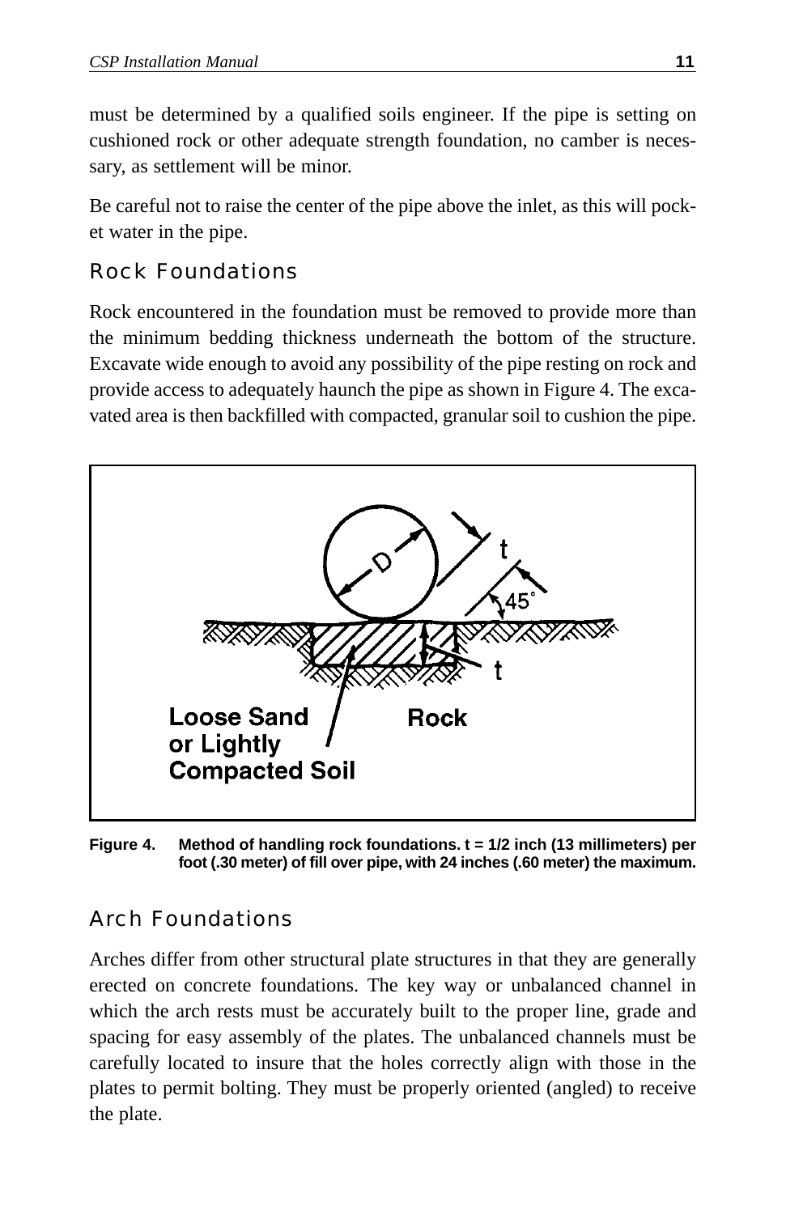must be determined by a qualified soils engineer. If the pipe is setting on cushioned rock or other adequate strength foundation, no camber is necessary, as settlement will be minor.

Be careful not to raise the center of the pipe above the inlet, as this will pocket water in the pipe.

## Rock Foundations

Rock encountered in the foundation must be removed to provide more than the minimum bedding thickness underneath the bottom of the structure. Excavate wide enough to avoid any possibility of the pipe resting on rock and provide access to adequately haunch the pipe as shown in Figure 4. The excavated area is then backfilled with compacted, granular soil to cushion the pipe.

**Figure 4. Method of handling rock foundations. t = 1/2 inch (13 millimeters) per foot (.30 meter) of fill over pipe, with 24 inches (.60 meter) the maximum.**

## Arch Foundations

Arches differ from other structural plate structures in that they are generally erected on concrete foundations. The key way or unbalanced channel in which the arch rests must be accurately built to the proper line, grade and spacing for easy assembly of the plates. The unbalanced channels must be carefully located to insure that the holes correctly align with those in the plates to permit bolting. They must be properly oriented (angled) to receive the plate.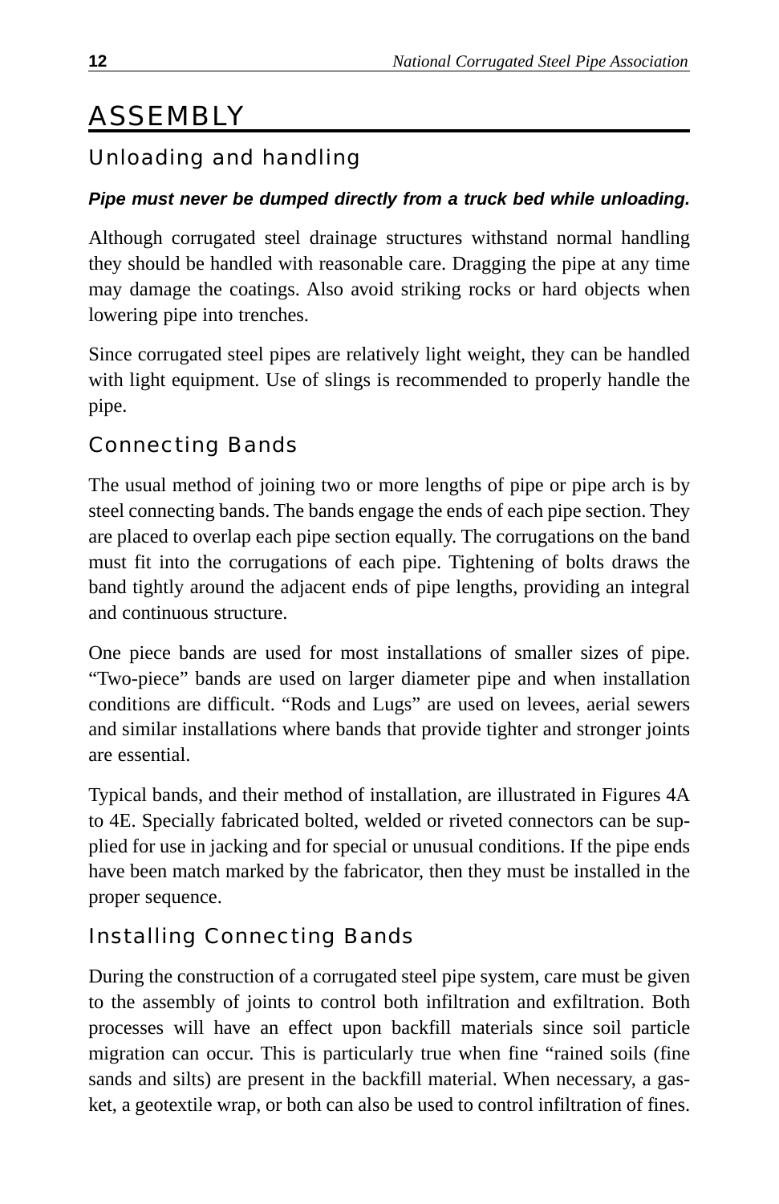# ASSEMBLY

## Unloading and handling

***Pipe must never be dumped directly from a truck bed while unloading.***

Although corrugated steel drainage structures withstand normal handling they should be handled with reasonable care. Dragging the pipe at any time may damage the coatings. Also avoid striking rocks or hard objects when lowering pipe into trenches.

Since corrugated steel pipes are relatively light weight, they can be handled with light equipment. Use of slings is recommended to properly handle the pipe.

## Connecting Bands

The usual method of joining two or more lengths of pipe or pipe arch is by steel connecting bands. The bands engage the ends of each pipe section. They are placed to overlap each pipe section equally. The corrugations on the band must fit into the corrugations of each pipe. Tightening of bolts draws the band tightly around the adjacent ends of pipe lengths, providing an integral and continuous structure.

One piece bands are used for most installations of smaller sizes of pipe. “Two-piece” bands are used on larger diameter pipe and when installation conditions are difficult. “Rods and Lugs” are used on levees, aerial sewers and similar installations where bands that provide tighter and stronger joints are essential.

Typical bands, and their method of installation, are illustrated in Figures 4A to 4E. Specially fabricated bolted, welded or riveted connectors can be supplied for use in jacking and for special or unusual conditions. If the pipe ends have been match marked by the fabricator, then they must be installed in the proper sequence.

## Installing Connecting Bands

During the construction of a corrugated steel pipe system, care must be given to the assembly of joints to control both infiltration and exfiltration. Both processes will have an effect upon backfill materials since soil particle migration can occur. This is particularly true when fine “rained soils (fine sands and silts) are present in the backfill material. When necessary, a gasket, a geotextile wrap, or both can also be used to control infiltration of fines.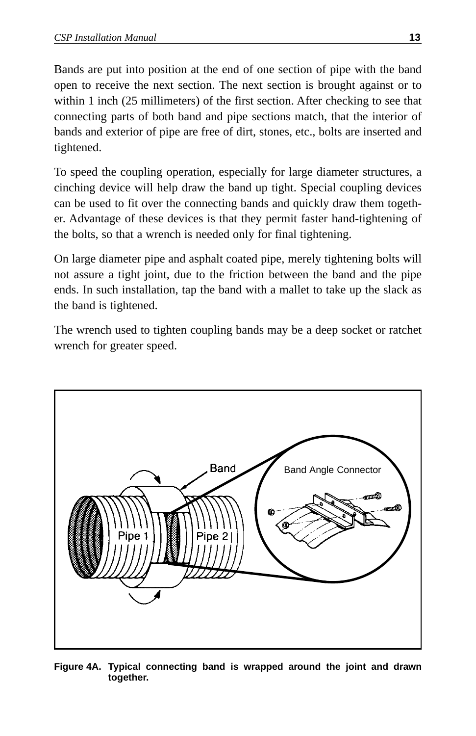Bands are put into position at the end of one section of pipe with the band open to receive the next section. The next section is brought against or to within 1 inch (25 millimeters) of the first section. After checking to see that connecting parts of both band and pipe sections match, that the interior of bands and exterior of pipe are free of dirt, stones, etc., bolts are inserted and tightened.

To speed the coupling operation, especially for large diameter structures, a cinching device will help draw the band up tight. Special coupling devices can be used to fit over the connecting bands and quickly draw them together. Advantage of these devices is that they permit faster hand-tightening of the bolts, so that a wrench is needed only for final tightening.

On large diameter pipe and asphalt coated pipe, merely tightening bolts will not assure a tight joint, due to the friction between the band and the pipe ends. In such installation, tap the band with a mallet to take up the slack as the band is tightened.

The wrench used to tighten coupling bands may be a deep socket or ratchet wrench for greater speed.

**Figure 4A. Typical connecting band is wrapped around the joint and drawn together.**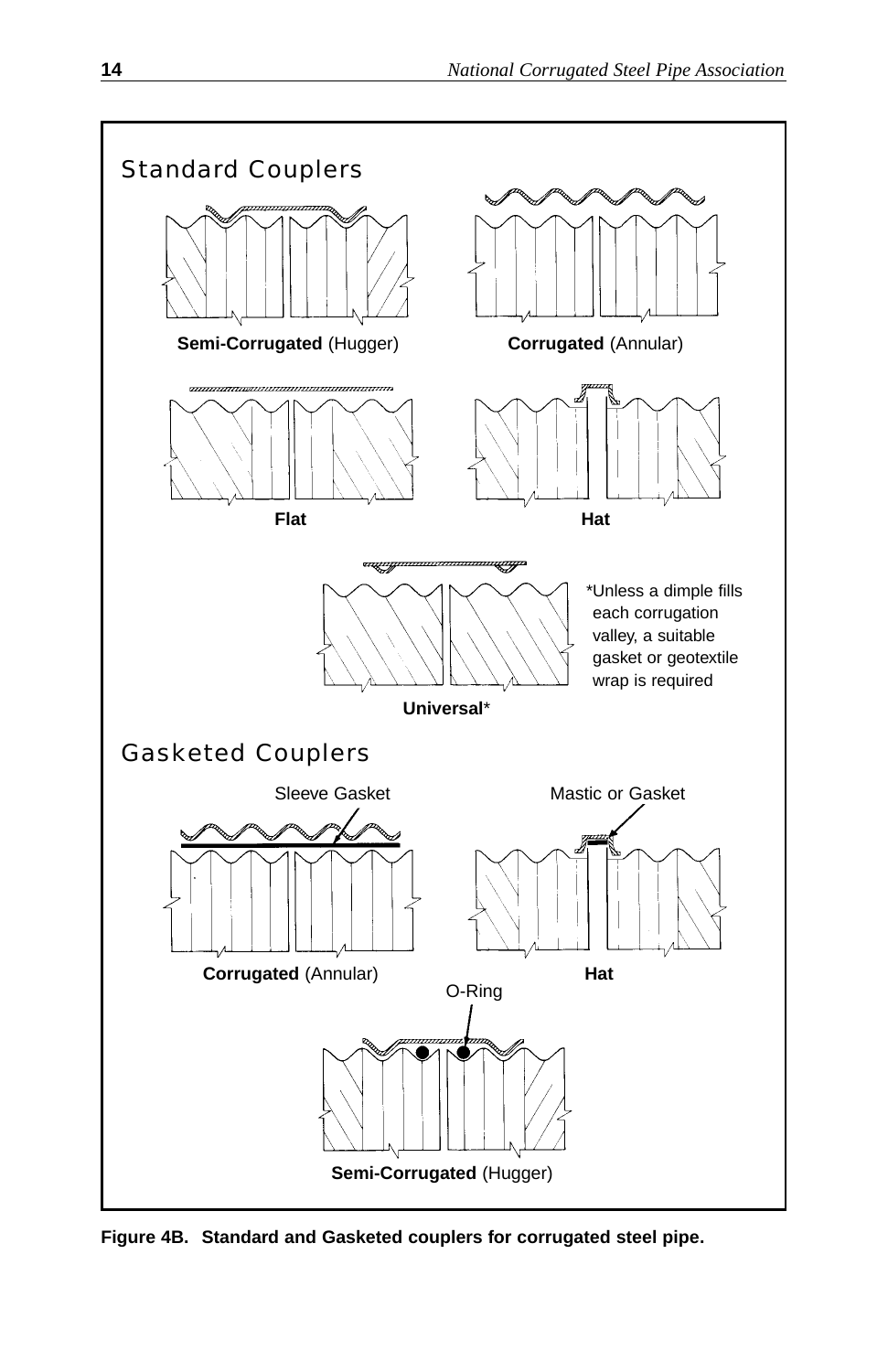## Standard Couplers

**Semi-Corrugated** (Hugger)

**Corrugated** (Annular)

**Flat**

**Hat**

**Universal***

*Unless a dimple fills each corrugation valley, a suitable gasket or geotextile wrap is required

## Gasketed Couplers

Sleeve Gasket

**Corrugated** (Annular)

Mastic or Gasket

**Hat**

O-Ring

**Semi-Corrugated** (Hugger)

**Figure 4B. Standard and Gasketed couplers for corrugated steel pipe.**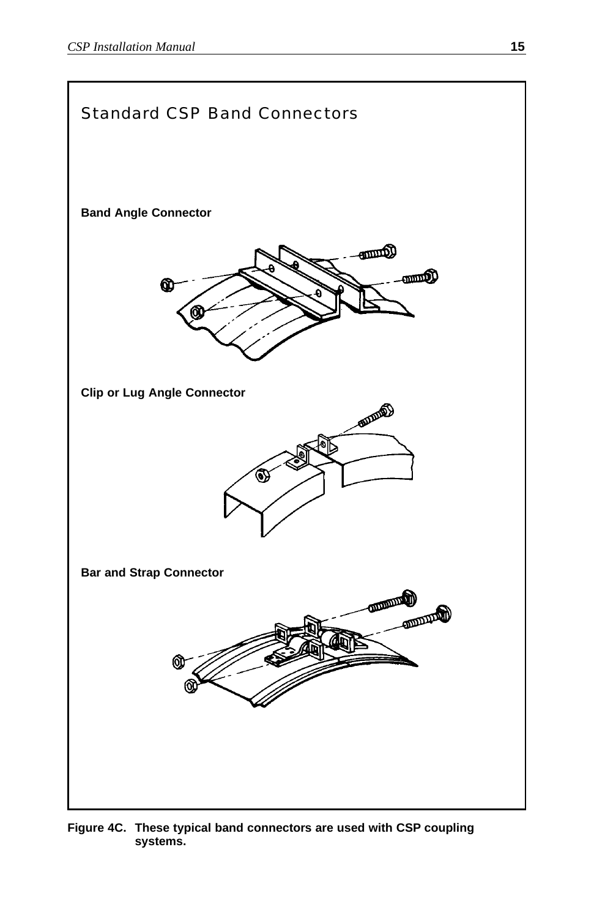## Standard CSP Band Connectors

**Band Angle Connector**

**Clip or Lug Angle Connector**

**Bar and Strap Connector**

**Figure 4C. These typical band connectors are used with CSP coupling systems.**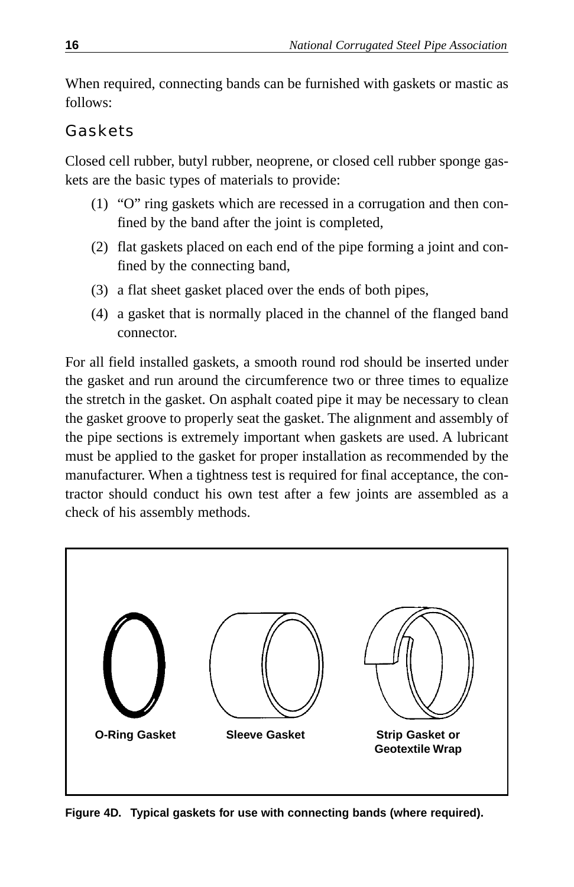When required, connecting bands can be furnished with gaskets or mastic as follows:

## Gaskets

Closed cell rubber, butyl rubber, neoprene, or closed cell rubber sponge gaskets are the basic types of materials to provide:

(1) "O" ring gaskets which are recessed in a corrugation and then confined by the band after the joint is completed,

(2) flat gaskets placed on each end of the pipe forming a joint and confined by the connecting band,

(3) a flat sheet gasket placed over the ends of both pipes,

(4) a gasket that is normally placed in the channel of the flanged band connector.

For all field installed gaskets, a smooth round rod should be inserted under the gasket and run around the circumference two or three times to equalize the stretch in the gasket. On asphalt coated pipe it may be necessary to clean the gasket groove to properly seat the gasket. The alignment and assembly of the pipe sections is extremely important when gaskets are used. A lubricant must be applied to the gasket for proper installation as recommended by the manufacturer. When a tightness test is required for final acceptance, the contractor should conduct his own test after a few joints are assembled as a check of his assembly methods.

O-Ring Gasket

Sleeve Gasket

Strip Gasket or Geotextile Wrap

**Figure 4D. Typical gaskets for use with connecting bands (where required).**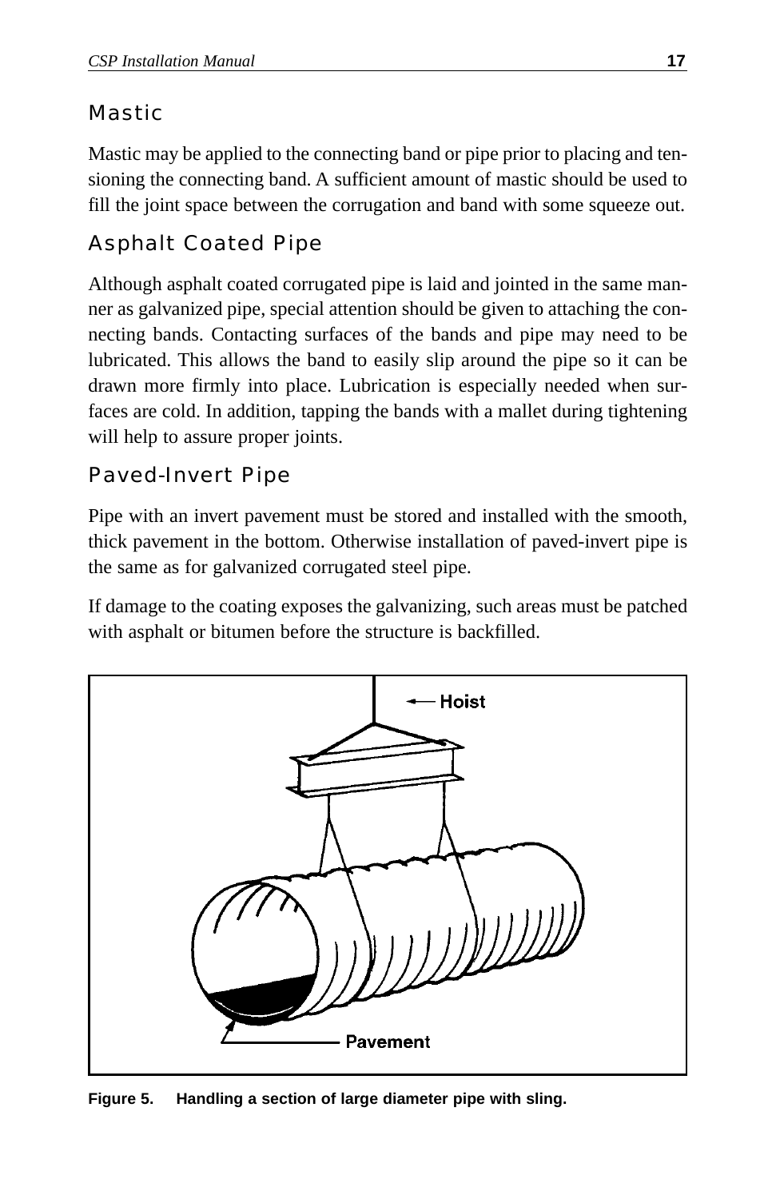## Mastic

Mastic may be applied to the connecting band or pipe prior to placing and tensioning the connecting band. A sufficient amount of mastic should be used to fill the joint space between the corrugation and band with some squeeze out.

## Asphalt Coated Pipe

Although asphalt coated corrugated pipe is laid and jointed in the same manner as galvanized pipe, special attention should be given to attaching the connecting bands. Contacting surfaces of the bands and pipe may need to be lubricated. This allows the band to easily slip around the pipe so it can be drawn more firmly into place. Lubrication is especially needed when surfaces are cold. In addition, tapping the bands with a mallet during tightening will help to assure proper joints.

## Paved-Invert Pipe

Pipe with an invert pavement must be stored and installed with the smooth, thick pavement in the bottom. Otherwise installation of paved-invert pipe is the same as for galvanized corrugated steel pipe.

If damage to the coating exposes the galvanizing, such areas must be patched with asphalt or bitumen before the structure is backfilled.

**Figure 5. Handling a section of large diameter pipe with sling.**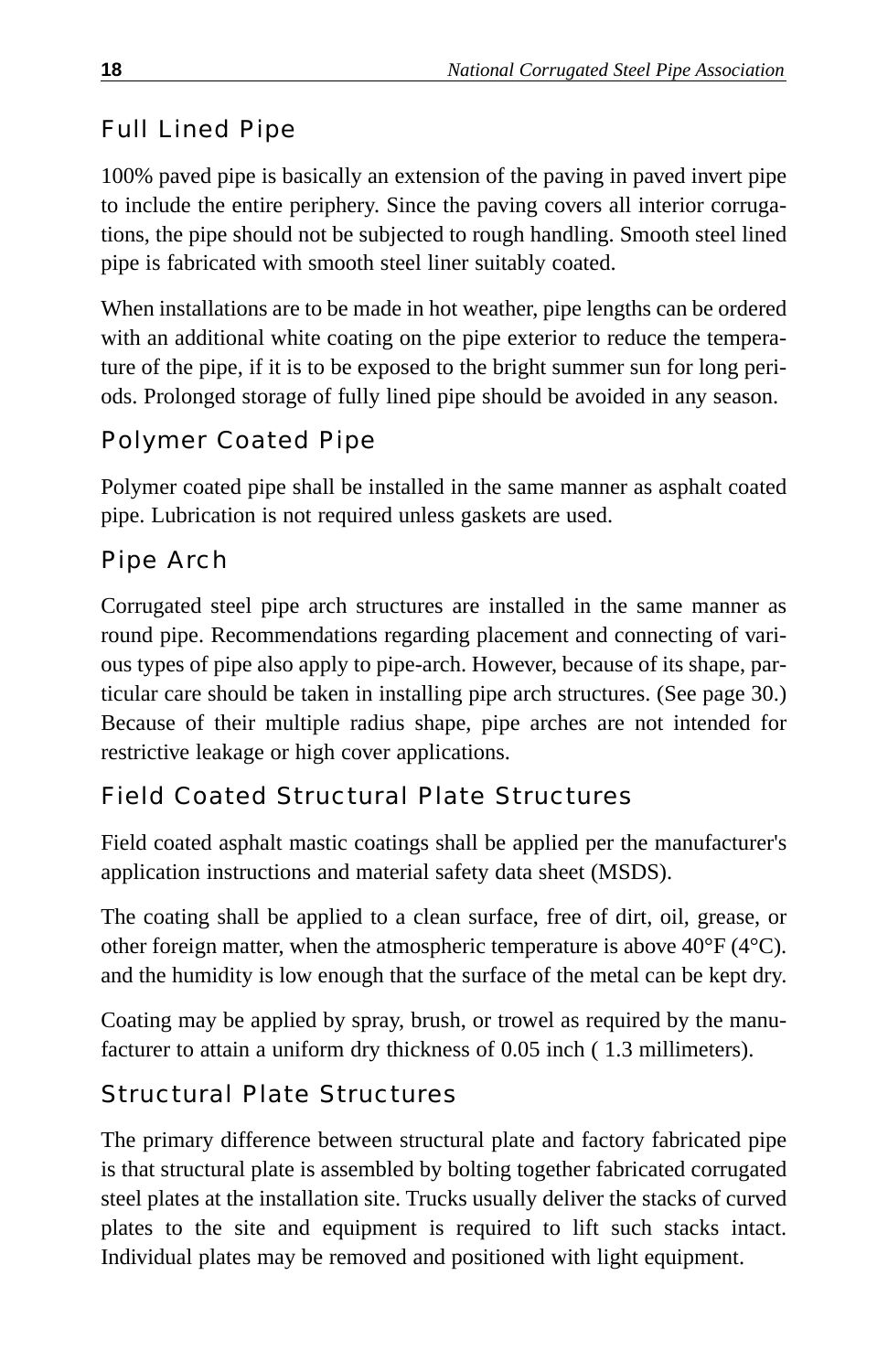## Full Lined Pipe

100% paved pipe is basically an extension of the paving in paved invert pipe to include the entire periphery. Since the paving covers all interior corrugations, the pipe should not be subjected to rough handling. Smooth steel lined pipe is fabricated with smooth steel liner suitably coated.

When installations are to be made in hot weather, pipe lengths can be ordered with an additional white coating on the pipe exterior to reduce the temperature of the pipe, if it is to be exposed to the bright summer sun for long periods. Prolonged storage of fully lined pipe should be avoided in any season.

## Polymer Coated Pipe

Polymer coated pipe shall be installed in the same manner as asphalt coated pipe. Lubrication is not required unless gaskets are used.

## Pipe Arch

Corrugated steel pipe arch structures are installed in the same manner as round pipe. Recommendations regarding placement and connecting of various types of pipe also apply to pipe-arch. However, because of its shape, particular care should be taken in installing pipe arch structures. (See page 30.) Because of their multiple radius shape, pipe arches are not intended for restrictive leakage or high cover applications.

## Field Coated Structural Plate Structures

Field coated asphalt mastic coatings shall be applied per the manufacturer's application instructions and material safety data sheet (MSDS).

The coating shall be applied to a clean surface, free of dirt, oil, grease, or other foreign matter, when the atmospheric temperature is above 40°F (4°C). and the humidity is low enough that the surface of the metal can be kept dry.

Coating may be applied by spray, brush, or trowel as required by the manufacturer to attain a uniform dry thickness of 0.05 inch ( 1.3 millimeters).

## Structural Plate Structures

The primary difference between structural plate and factory fabricated pipe is that structural plate is assembled by bolting together fabricated corrugated steel plates at the installation site. Trucks usually deliver the stacks of curved plates to the site and equipment is required to lift such stacks intact. Individual plates may be removed and positioned with light equipment.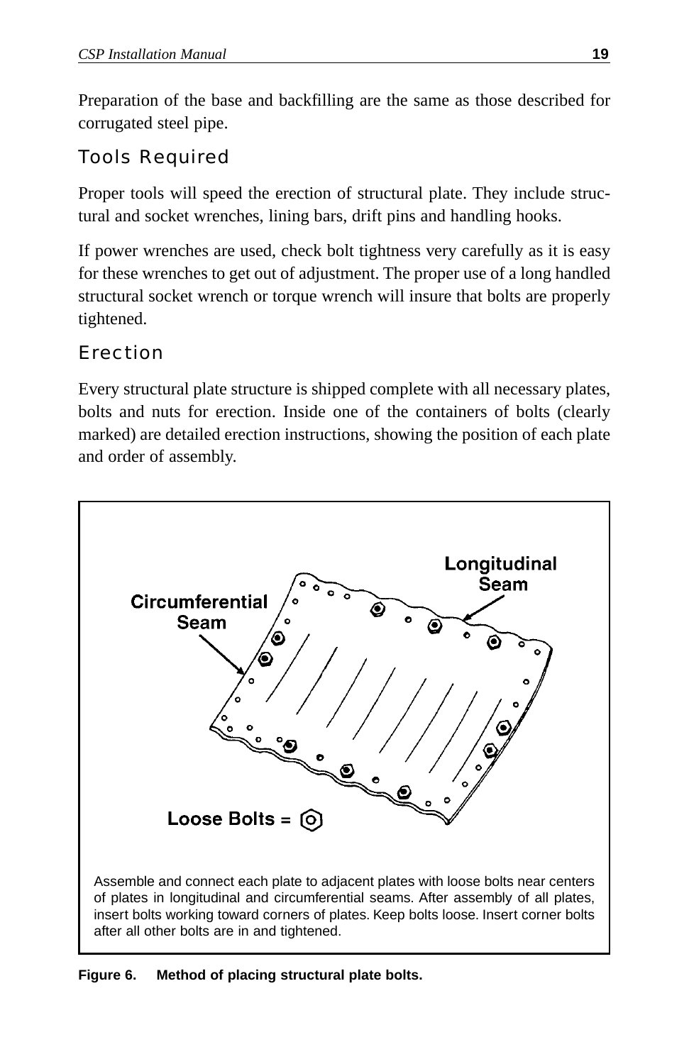Preparation of the base and backfilling are the same as those described for corrugated steel pipe.

## Tools Required

Proper tools will speed the erection of structural plate. They include structural and socket wrenches, lining bars, drift pins and handling hooks.

If power wrenches are used, check bolt tightness very carefully as it is easy for these wrenches to get out of adjustment. The proper use of a long handled structural socket wrench or torque wrench will insure that bolts are properly tightened.

## Erection

Every structural plate structure is shipped complete with all necessary plates, bolts and nuts for erection. Inside one of the containers of bolts (clearly marked) are detailed erection instructions, showing the position of each plate and order of assembly.

Longitudinal Seam

Circumferential Seam

Loose Bolts =

Assemble and connect each plate to adjacent plates with loose bolts near centers of plates in longitudinal and circumferential seams. After assembly of all plates, insert bolts working toward corners of plates. Keep bolts loose. Insert corner bolts after all other bolts are in and tightened.

**Figure 6. Method of placing structural plate bolts.**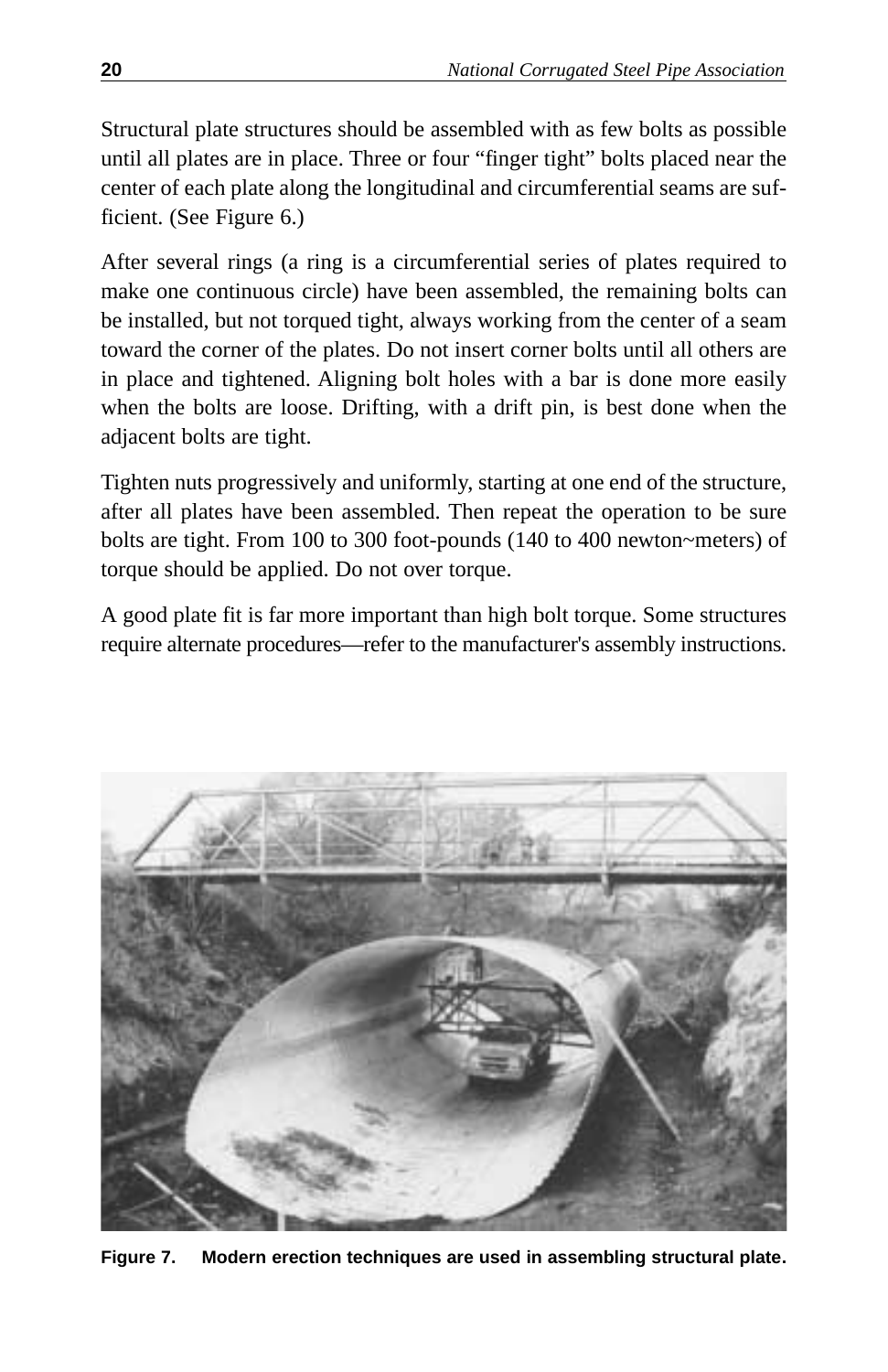Structural plate structures should be assembled with as few bolts as possible until all plates are in place. Three or four "finger tight" bolts placed near the center of each plate along the longitudinal and circumferential seams are sufficient. (See Figure 6.)

After several rings (a ring is a circumferential series of plates required to make one continuous circle) have been assembled, the remaining bolts can be installed, but not torqued tight, always working from the center of a seam toward the corner of the plates. Do not insert corner bolts until all others are in place and tightened. Aligning bolt holes with a bar is done more easily when the bolts are loose. Drifting, with a drift pin, is best done when the adjacent bolts are tight.

Tighten nuts progressively and uniformly, starting at one end of the structure, after all plates have been assembled. Then repeat the operation to be sure bolts are tight. From 100 to 300 foot-pounds (140 to 400 newton~meters) of torque should be applied. Do not over torque.

A good plate fit is far more important than high bolt torque. Some structures require alternate procedures—refer to the manufacturer's assembly instructions.

**Figure 7. Modern erection techniques are used in assembling structural plate.**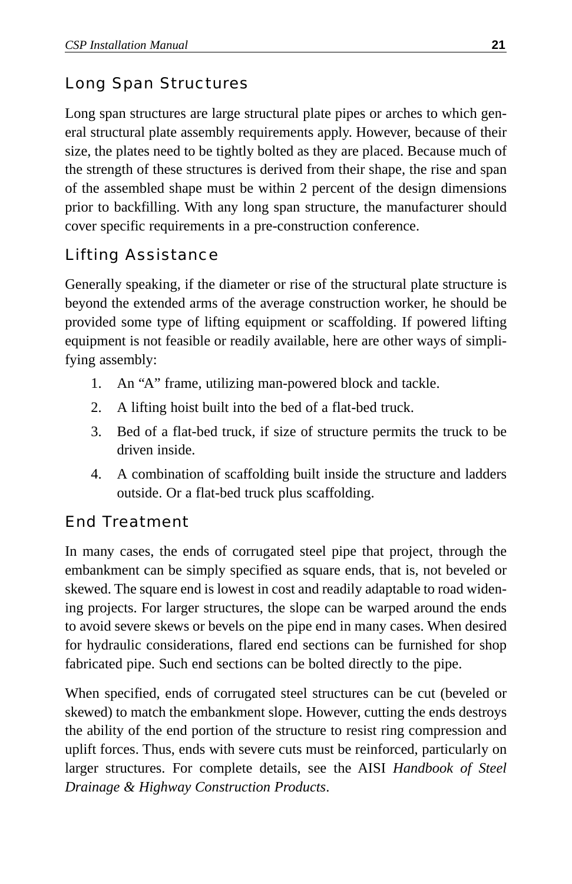## Long Span Structures

Long span structures are large structural plate pipes or arches to which general structural plate assembly requirements apply. However, because of their size, the plates need to be tightly bolted as they are placed. Because much of the strength of these structures is derived from their shape, the rise and span of the assembled shape must be within 2 percent of the design dimensions prior to backfilling. With any long span structure, the manufacturer should cover specific requirements in a pre-construction conference.

## Lifting Assistance

Generally speaking, if the diameter or rise of the structural plate structure is beyond the extended arms of the average construction worker, he should be provided some type of lifting equipment or scaffolding. If powered lifting equipment is not feasible or readily available, here are other ways of simplifying assembly:

1. An “A” frame, utilizing man-powered block and tackle.
2. A lifting hoist built into the bed of a flat-bed truck.
3. Bed of a flat-bed truck, if size of structure permits the truck to be driven inside.
4. A combination of scaffolding built inside the structure and ladders outside. Or a flat-bed truck plus scaffolding.

## End Treatment

In many cases, the ends of corrugated steel pipe that project, through the embankment can be simply specified as square ends, that is, not beveled or skewed. The square end is lowest in cost and readily adaptable to road widening projects. For larger structures, the slope can be warped around the ends to avoid severe skews or bevels on the pipe end in many cases. When desired for hydraulic considerations, flared end sections can be furnished for shop fabricated pipe. Such end sections can be bolted directly to the pipe.

When specified, ends of corrugated steel structures can be cut (beveled or skewed) to match the embankment slope. However, cutting the ends destroys the ability of the end portion of the structure to resist ring compression and uplift forces. Thus, ends with severe cuts must be reinforced, particularly on larger structures. For complete details, see the AISI *Handbook of Steel Drainage & Highway Construction Products*.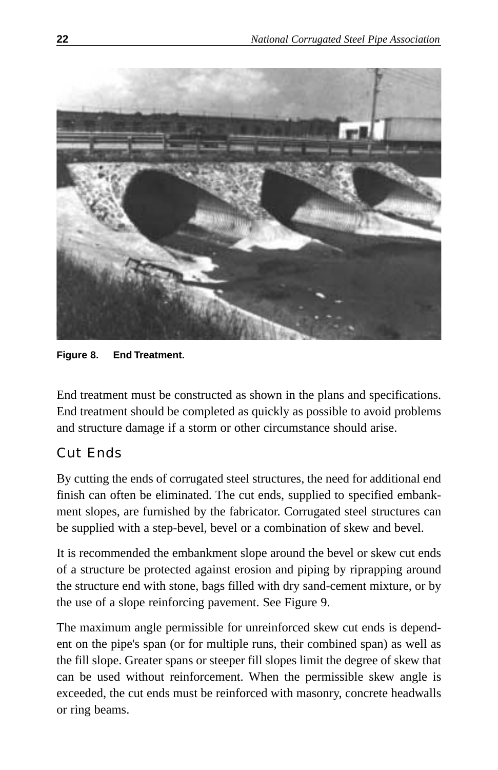**Figure 8. End Treatment.**

End treatment must be constructed as shown in the plans and specifications. End treatment should be completed as quickly as possible to avoid problems and structure damage if a storm or other circumstance should arise.

## Cut Ends

By cutting the ends of corrugated steel structures, the need for additional end finish can often be eliminated. The cut ends, supplied to specified embankment slopes, are furnished by the fabricator. Corrugated steel structures can be supplied with a step-bevel, bevel or a combination of skew and bevel.

It is recommended the embankment slope around the bevel or skew cut ends of a structure be protected against erosion and piping by riprapping around the structure end with stone, bags filled with dry sand-cement mixture, or by the use of a slope reinforcing pavement. See Figure 9.

The maximum angle permissible for unreinforced skew cut ends is dependent on the pipe's span (or for multiple runs, their combined span) as well as the fill slope. Greater spans or steeper fill slopes limit the degree of skew that can be used without reinforcement. When the permissible skew angle is exceeded, the cut ends must be reinforced with masonry, concrete headwalls or ring beams.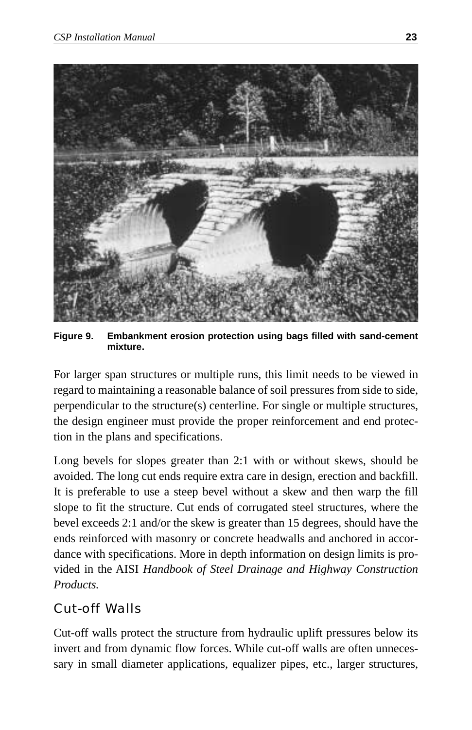**Figure 9. Embankment erosion protection using bags filled with sand-cement mixture.**

For larger span structures or multiple runs, this limit needs to be viewed in regard to maintaining a reasonable balance of soil pressures from side to side, perpendicular to the structure(s) centerline. For single or multiple structures, the design engineer must provide the proper reinforcement and end protection in the plans and specifications.

Long bevels for slopes greater than 2:1 with or without skews, should be avoided. The long cut ends require extra care in design, erection and backfill. It is preferable to use a steep bevel without a skew and then warp the fill slope to fit the structure. Cut ends of corrugated steel structures, where the bevel exceeds 2:1 and/or the skew is greater than 15 degrees, should have the ends reinforced with masonry or concrete headwalls and anchored in accordance with specifications. More in depth information on design limits is provided in the AISI *Handbook of Steel Drainage and Highway Construction Products.*

## Cut-off Walls

Cut-off walls protect the structure from hydraulic uplift pressures below its invert and from dynamic flow forces. While cut-off walls are often unnecessary in small diameter applications, equalizer pipes, etc., larger structures,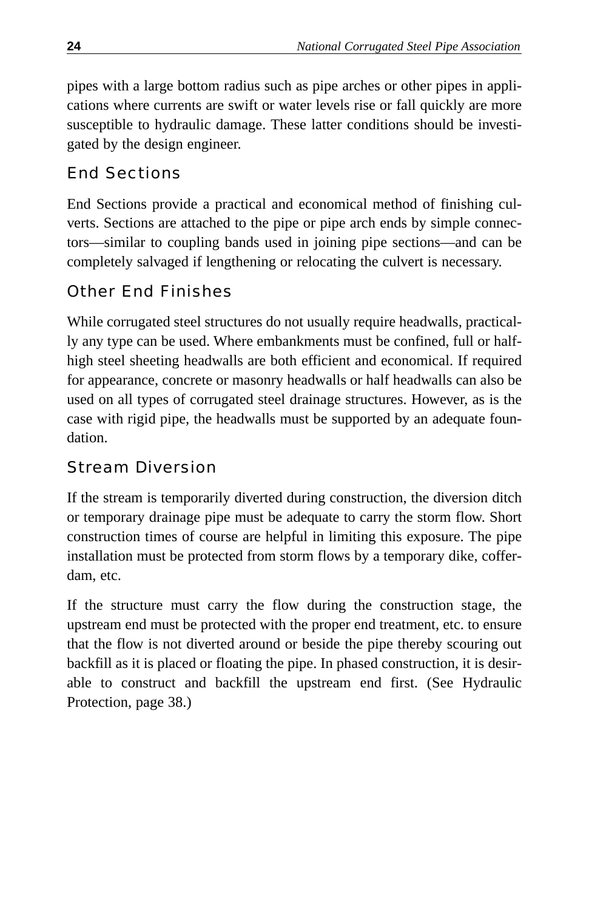pipes with a large bottom radius such as pipe arches or other pipes in applications where currents are swift or water levels rise or fall quickly are more susceptible to hydraulic damage. These latter conditions should be investigated by the design engineer.

## End Sections

End Sections provide a practical and economical method of finishing culverts. Sections are attached to the pipe or pipe arch ends by simple connectors—similar to coupling bands used in joining pipe sections—and can be completely salvaged if lengthening or relocating the culvert is necessary.

## Other End Finishes

While corrugated steel structures do not usually require headwalls, practically any type can be used. Where embankments must be confined, full or half-high steel sheeting headwalls are both efficient and economical. If required for appearance, concrete or masonry headwalls or half headwalls can also be used on all types of corrugated steel drainage structures. However, as is the case with rigid pipe, the headwalls must be supported by an adequate foundation.

## Stream Diversion

If the stream is temporarily diverted during construction, the diversion ditch or temporary drainage pipe must be adequate to carry the storm flow. Short construction times of course are helpful in limiting this exposure. The pipe installation must be protected from storm flows by a temporary dike, cofferdam, etc.

If the structure must carry the flow during the construction stage, the upstream end must be protected with the proper end treatment, etc. to ensure that the flow is not diverted around or beside the pipe thereby scouring out backfill as it is placed or floating the pipe. In phased construction, it is desirable to construct and backfill the upstream end first. (See Hydraulic Protection, page 38.)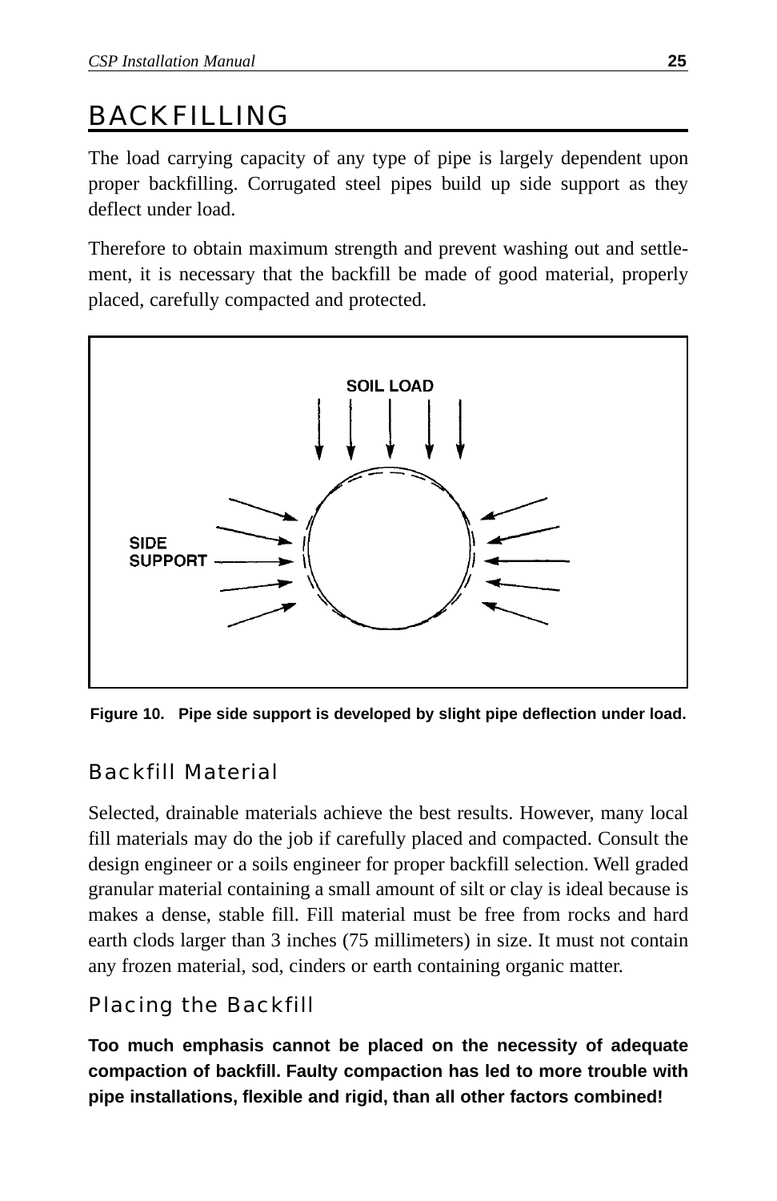# BACKFILLING

The load carrying capacity of any type of pipe is largely dependent upon proper backfilling. Corrugated steel pipes build up side support as they deflect under load.

Therefore to obtain maximum strength and prevent washing out and settlement, it is necessary that the backfill be made of good material, properly placed, carefully compacted and protected.

**Figure 10. Pipe side support is developed by slight pipe deflection under load.**

## Backfill Material

Selected, drainable materials achieve the best results. However, many local fill materials may do the job if carefully placed and compacted. Consult the design engineer or a soils engineer for proper backfill selection. Well graded granular material containing a small amount of silt or clay is ideal because is makes a dense, stable fill. Fill material must be free from rocks and hard earth clods larger than 3 inches (75 millimeters) in size. It must not contain any frozen material, sod, cinders or earth containing organic matter.

## Placing the Backfill

**Too much emphasis cannot be placed on the necessity of adequate compaction of backfill. Faulty compaction has led to more trouble with pipe installations, flexible and rigid, than all other factors combined!**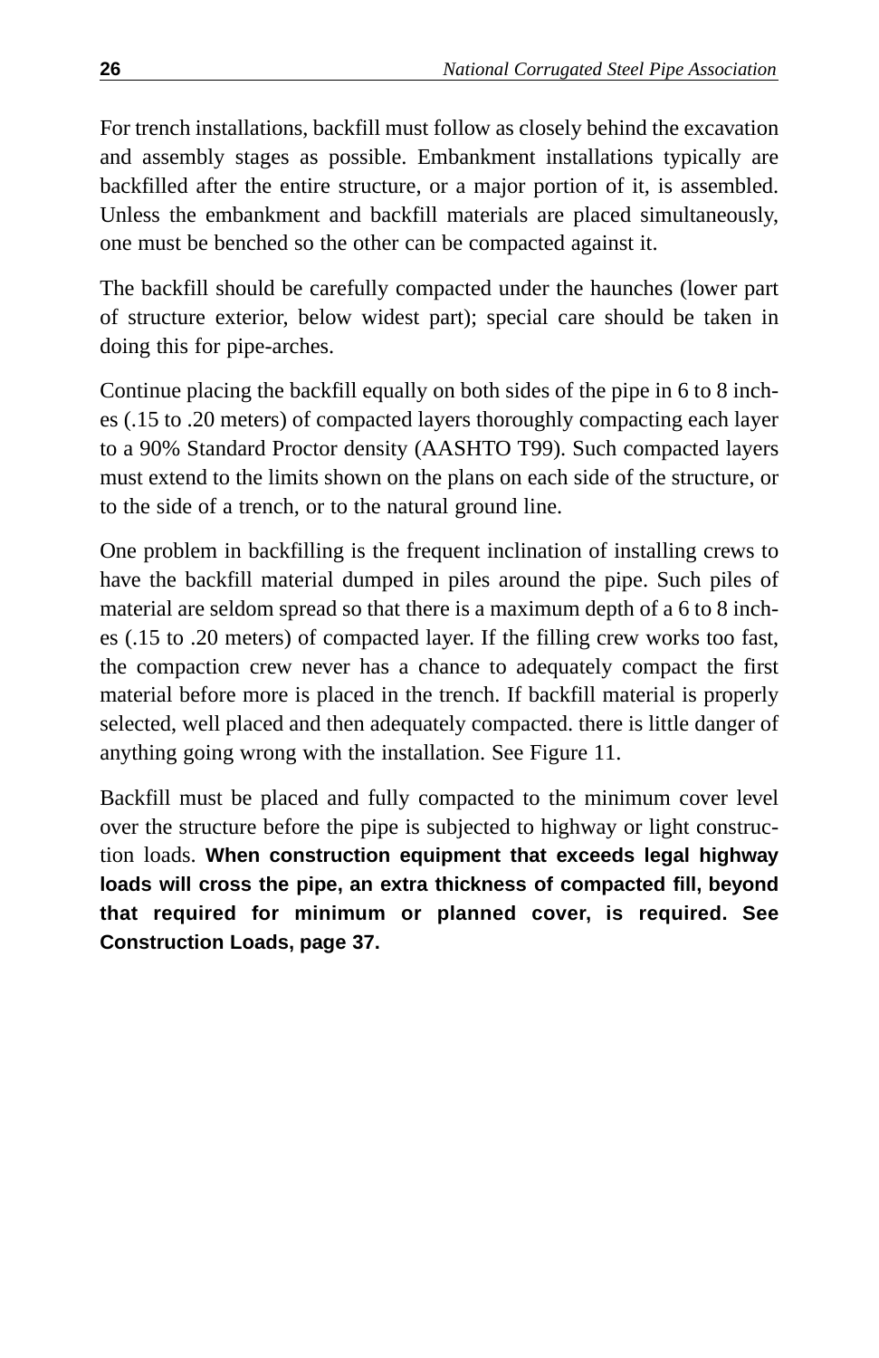For trench installations, backfill must follow as closely behind the excavation and assembly stages as possible. Embankment installations typically are backfilled after the entire structure, or a major portion of it, is assembled. Unless the embankment and backfill materials are placed simultaneously, one must be benched so the other can be compacted against it.

The backfill should be carefully compacted under the haunches (lower part of structure exterior, below widest part); special care should be taken in doing this for pipe-arches.

Continue placing the backfill equally on both sides of the pipe in 6 to 8 inches (.15 to .20 meters) of compacted layers thoroughly compacting each layer to a 90% Standard Proctor density (AASHTO T99). Such compacted layers must extend to the limits shown on the plans on each side of the structure, or to the side of a trench, or to the natural ground line.

One problem in backfilling is the frequent inclination of installing crews to have the backfill material dumped in piles around the pipe. Such piles of material are seldom spread so that there is a maximum depth of a 6 to 8 inches (.15 to .20 meters) of compacted layer. If the filling crew works too fast, the compaction crew never has a chance to adequately compact the first material before more is placed in the trench. If backfill material is properly selected, well placed and then adequately compacted. there is little danger of anything going wrong with the installation. See Figure 11.

Backfill must be placed and fully compacted to the minimum cover level over the structure before the pipe is subjected to highway or light construction loads. **When construction equipment that exceeds legal highway loads will cross the pipe, an extra thickness of compacted fill, beyond that required for minimum or planned cover, is required. See Construction Loads, page 37.**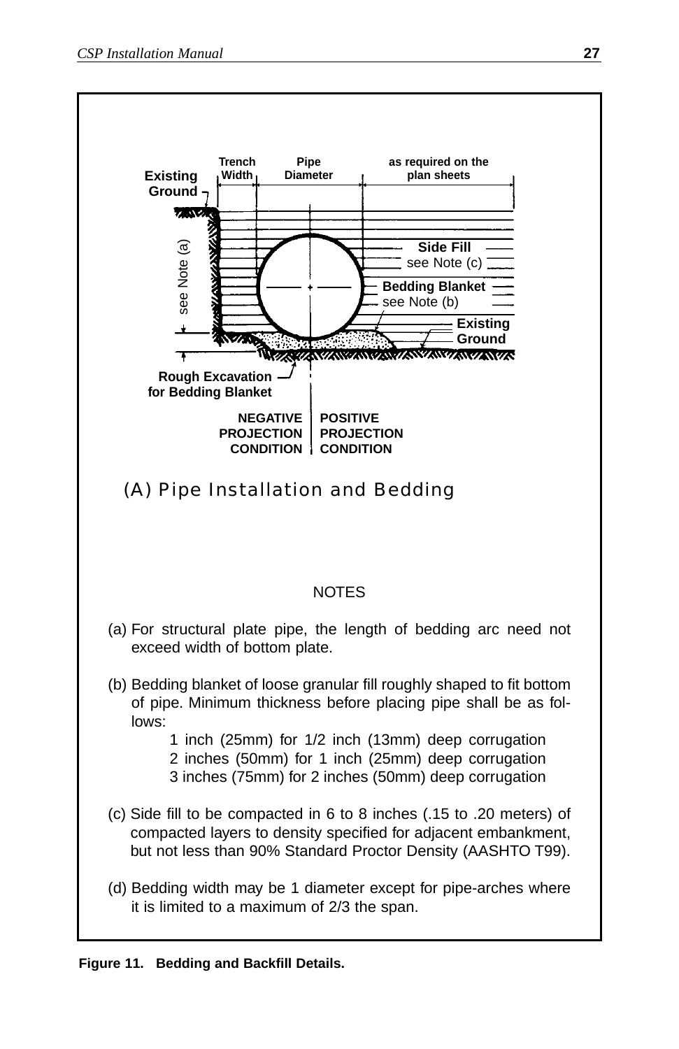Trench Width | Pipe Diameter | as required on the plan sheets

Existing Ground

see Note (a)

Side Fill see Note (c)

Bedding Blanket see Note (b)

Existing Ground

Rough Excavation for Bedding Blanket

NEGATIVE PROJECTION CONDITION | POSITIVE PROJECTION CONDITION

(A) Pipe Installation and Bedding

NOTES

(a) For structural plate pipe, the length of bedding arc need not exceed width of bottom plate.

(b) Bedding blanket of loose granular fill roughly shaped to fit bottom of pipe. Minimum thickness before placing pipe shall be as follows:

1 inch (25mm) for 1/2 inch (13mm) deep corrugation
2 inches (50mm) for 1 inch (25mm) deep corrugation
3 inches (75mm) for 2 inches (50mm) deep corrugation

(c) Side fill to be compacted in 6 to 8 inches (.15 to .20 meters) of compacted layers to density specified for adjacent embankment, but not less than 90% Standard Proctor Density (AASHTO T99).

(d) Bedding width may be 1 diameter except for pipe-arches where it is limited to a maximum of 2/3 the span.

**Figure 11. Bedding and Backfill Details.**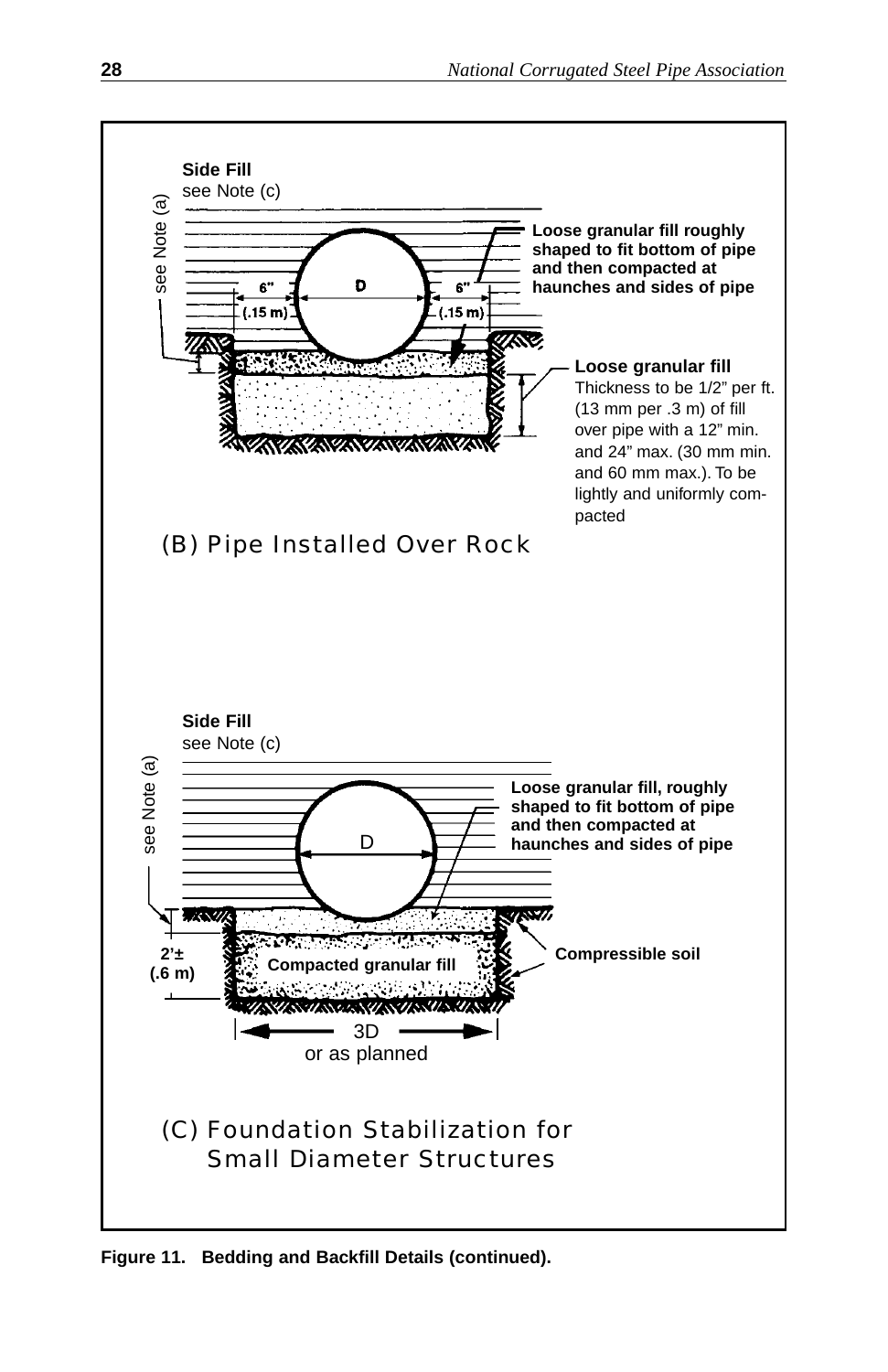Side Fill
see Note (c)

see Note (a)

**Loose granular fill roughly shaped to fit bottom of pipe and then compacted at haunches and sides of pipe**

D

6" (.15 m)

6" (.15 m)

**Loose granular fill**
Thickness to be 1/2" per ft. (13 mm per .3 m) of fill over pipe with a 12" min. and 24" max. (30 mm min. and 60 mm max.). To be lightly and uniformly compacted

(B) Pipe Installed Over Rock

Side Fill
see Note (c)

see Note (a)

**Loose granular fill, roughly shaped to fit bottom of pipe and then compacted at haunches and sides of pipe**

D

**2'± (.6 m)**

**Compacted granular fill**

**Compressible soil**

3D
or as planned

(C) Foundation Stabilization for Small Diameter Structures

**Figure 11. Bedding and Backfill Details (continued).**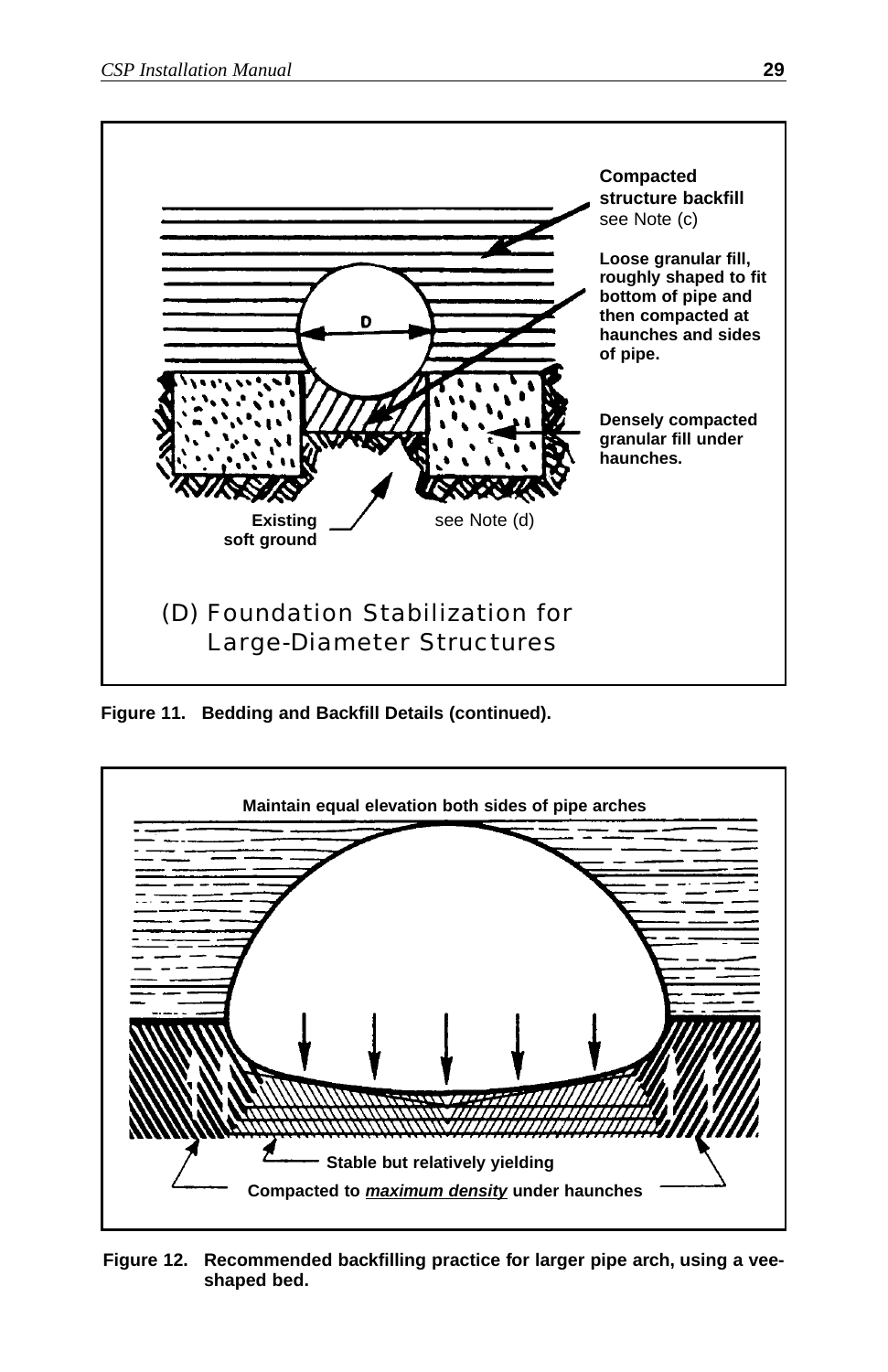Compacted structure backfill see Note (c)

Loose granular fill, roughly shaped to fit bottom of pipe and then compacted at haunches and sides of pipe.

D

Densely compacted granular fill under haunches.

Existing soft ground

see Note (d)

(D) Foundation Stabilization for Large-Diameter Structures

**Figure 11. Bedding and Backfill Details (continued).**

Maintain equal elevation both sides of pipe arches

Stable but relatively yielding

Compacted to ***maximum density*** under haunches

**Figure 12. Recommended backfilling practice for larger pipe arch, using a vee-shaped bed.**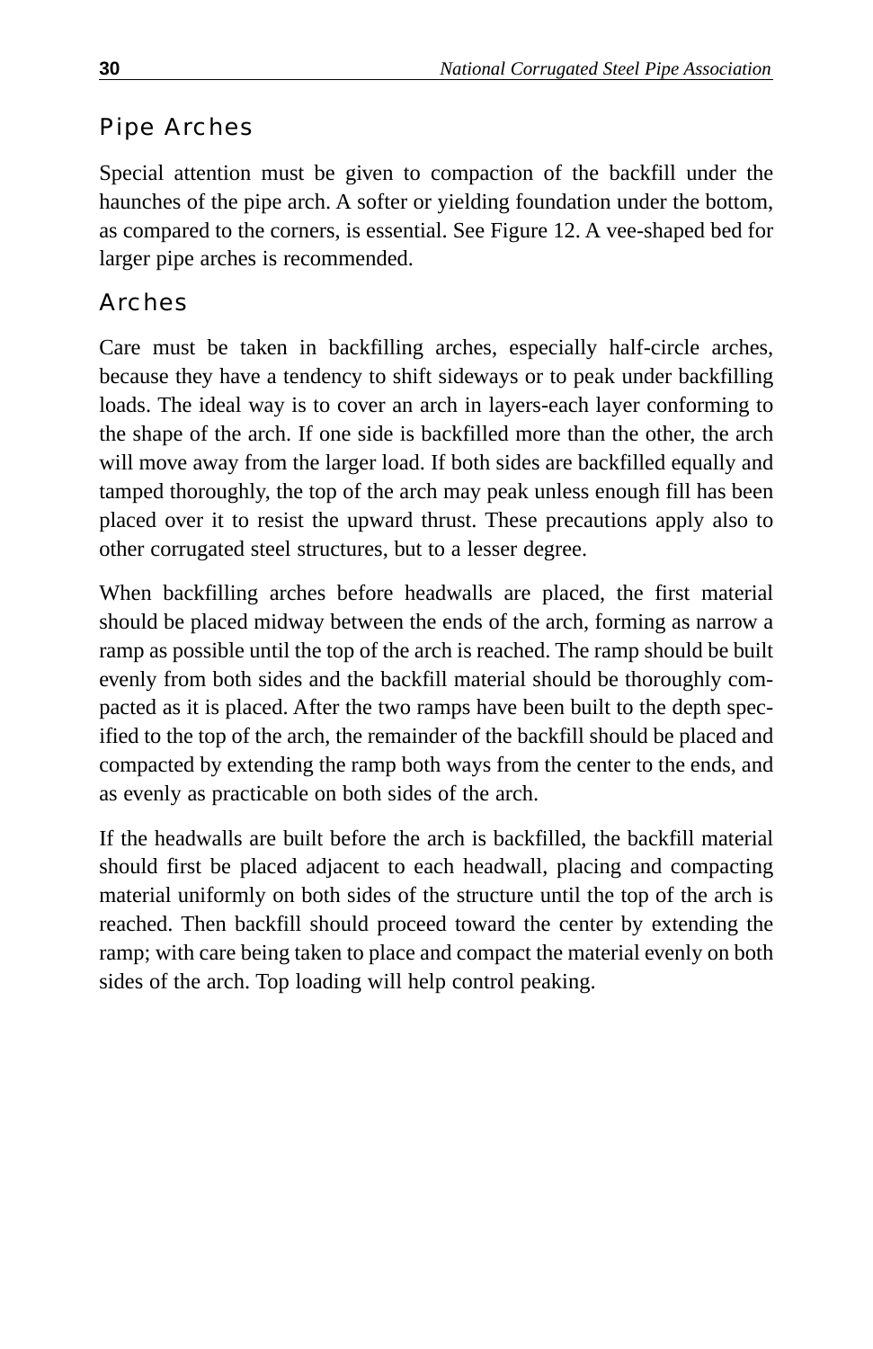## Pipe Arches

Special attention must be given to compaction of the backfill under the haunches of the pipe arch. A softer or yielding foundation under the bottom, as compared to the corners, is essential. See Figure 12. A vee-shaped bed for larger pipe arches is recommended.

## Arches

Care must be taken in backfilling arches, especially half-circle arches, because they have a tendency to shift sideways or to peak under backfilling loads. The ideal way is to cover an arch in layers-each layer conforming to the shape of the arch. If one side is backfilled more than the other, the arch will move away from the larger load. If both sides are backfilled equally and tamped thoroughly, the top of the arch may peak unless enough fill has been placed over it to resist the upward thrust. These precautions apply also to other corrugated steel structures, but to a lesser degree.

When backfilling arches before headwalls are placed, the first material should be placed midway between the ends of the arch, forming as narrow a ramp as possible until the top of the arch is reached. The ramp should be built evenly from both sides and the backfill material should be thoroughly compacted as it is placed. After the two ramps have been built to the depth specified to the top of the arch, the remainder of the backfill should be placed and compacted by extending the ramp both ways from the center to the ends, and as evenly as practicable on both sides of the arch.

If the headwalls are built before the arch is backfilled, the backfill material should first be placed adjacent to each headwall, placing and compacting material uniformly on both sides of the structure until the top of the arch is reached. Then backfill should proceed toward the center by extending the ramp; with care being taken to place and compact the material evenly on both sides of the arch. Top loading will help control peaking.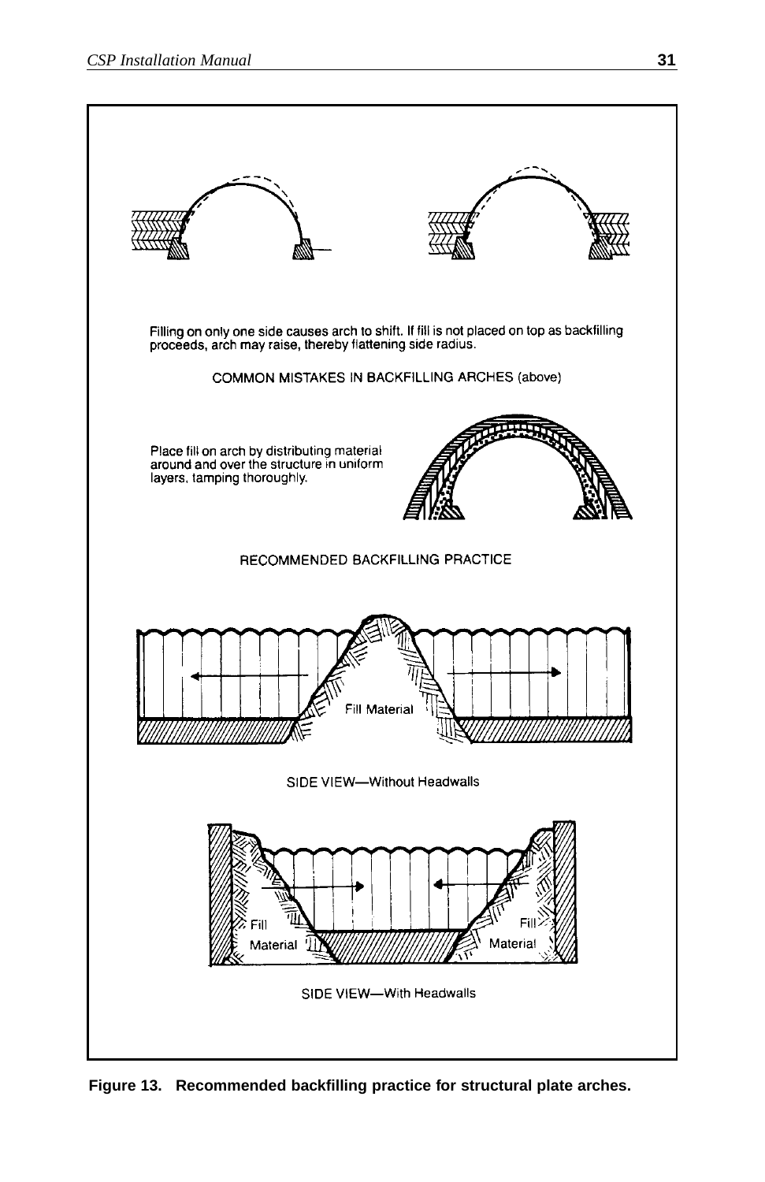Filling on only one side causes arch to shift. If fill is not placed on top as backfilling proceeds, arch may raise, thereby flattening side radius.

COMMON MISTAKES IN BACKFILLING ARCHES (above)

Place fill on arch by distributing material around and over the structure in uniform layers, tamping thoroughly.

RECOMMENDED BACKFILLING PRACTICE

Fill Material

SIDE VIEW—Without Headwalls

Fill Material

Fill Material

SIDE VIEW—With Headwalls

**Figure 13. Recommended backfilling practice for structural plate arches.**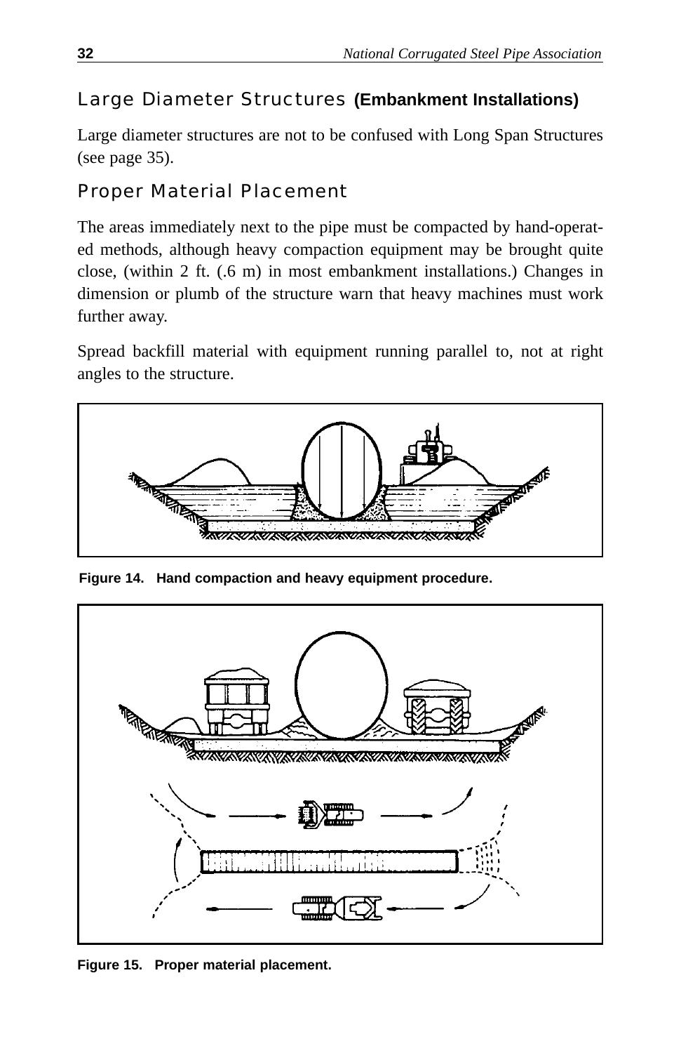## Large Diameter Structures **(Embankment Installations)**

Large diameter structures are not to be confused with Long Span Structures (see page 35).

## Proper Material Placement

The areas immediately next to the pipe must be compacted by hand-operated methods, although heavy compaction equipment may be brought quite close, (within 2 ft. (.6 m) in most embankment installations.) Changes in dimension or plumb of the structure warn that heavy machines must work further away.

Spread backfill material with equipment running parallel to, not at right angles to the structure.

**Figure 14. Hand compaction and heavy equipment procedure.**

**Figure 15. Proper material placement.**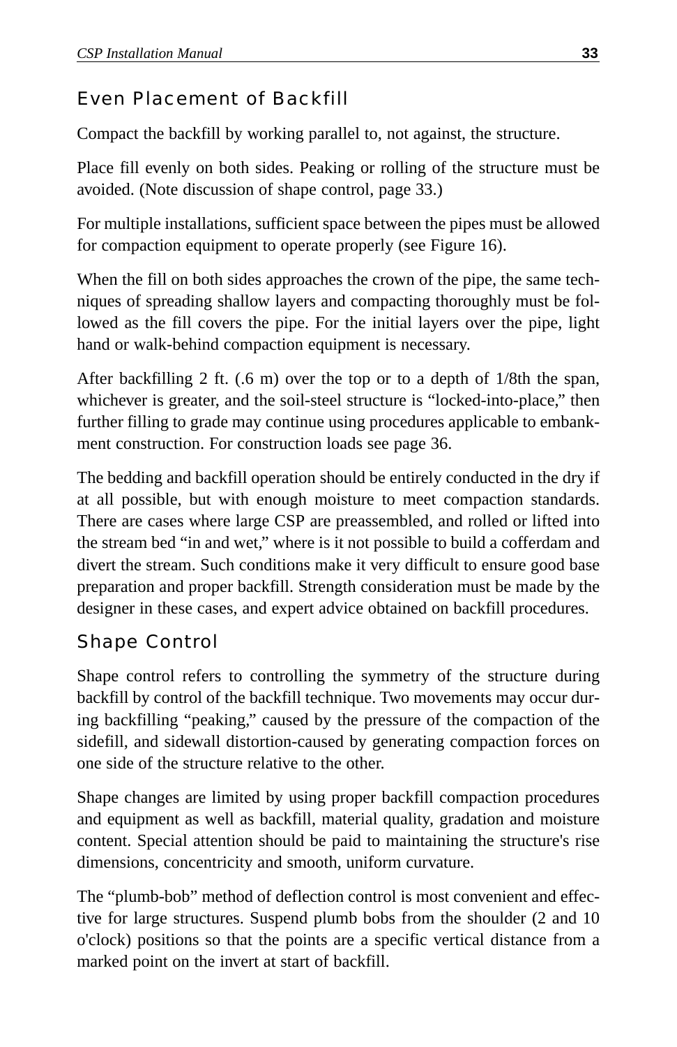## Even Placement of Backfill

Compact the backfill by working parallel to, not against, the structure.

Place fill evenly on both sides. Peaking or rolling of the structure must be avoided. (Note discussion of shape control, page 33.)

For multiple installations, sufficient space between the pipes must be allowed for compaction equipment to operate properly (see Figure 16).

When the fill on both sides approaches the crown of the pipe, the same techniques of spreading shallow layers and compacting thoroughly must be followed as the fill covers the pipe. For the initial layers over the pipe, light hand or walk-behind compaction equipment is necessary.

After backfilling 2 ft. (.6 m) over the top or to a depth of 1/8th the span, whichever is greater, and the soil-steel structure is "locked-into-place," then further filling to grade may continue using procedures applicable to embankment construction. For construction loads see page 36.

The bedding and backfill operation should be entirely conducted in the dry if at all possible, but with enough moisture to meet compaction standards. There are cases where large CSP are preassembled, and rolled or lifted into the stream bed "in and wet," where is it not possible to build a cofferdam and divert the stream. Such conditions make it very difficult to ensure good base preparation and proper backfill. Strength consideration must be made by the designer in these cases, and expert advice obtained on backfill procedures.

## Shape Control

Shape control refers to controlling the symmetry of the structure during backfill by control of the backfill technique. Two movements may occur during backfilling "peaking," caused by the pressure of the compaction of the sidefill, and sidewall distortion-caused by generating compaction forces on one side of the structure relative to the other.

Shape changes are limited by using proper backfill compaction procedures and equipment as well as backfill, material quality, gradation and moisture content. Special attention should be paid to maintaining the structure's rise dimensions, concentricity and smooth, uniform curvature.

The "plumb-bob" method of deflection control is most convenient and effective for large structures. Suspend plumb bobs from the shoulder (2 and 10 o'clock) positions so that the points are a specific vertical distance from a marked point on the invert at start of backfill.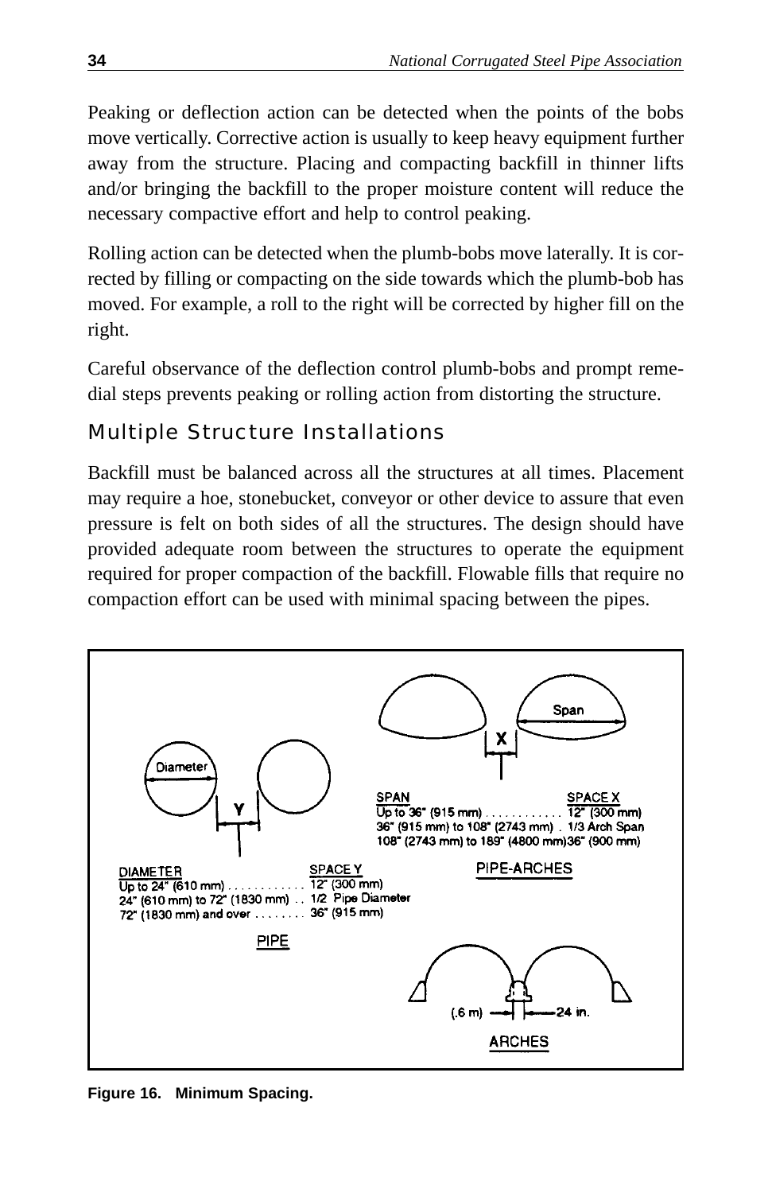Peaking or deflection action can be detected when the points of the bobs move vertically. Corrective action is usually to keep heavy equipment further away from the structure. Placing and compacting backfill in thinner lifts and/or bringing the backfill to the proper moisture content will reduce the necessary compactive effort and help to control peaking.

Rolling action can be detected when the plumb-bobs move laterally. It is corrected by filling or compacting on the side towards which the plumb-bob has moved. For example, a roll to the right will be corrected by higher fill on the right.

Careful observance of the deflection control plumb-bobs and prompt remedial steps prevents peaking or rolling action from distorting the structure.

## Multiple Structure Installations

Backfill must be balanced across all the structures at all times. Placement may require a hoe, stonebucket, conveyor or other device to assure that even pressure is felt on both sides of all the structures. The design should have provided adequate room between the structures to operate the equipment required for proper compaction of the backfill. Flowable fills that require no compaction effort can be used with minimal spacing between the pipes.

**PIPE**

| DIAMETER | SPACE Y |
|---|---|
| Up to 24" (610 mm) | 12" (300 mm) |
| 24" (610 mm) to 72" (1830 mm) | 1/2 Pipe Diameter |
| 72" (1830 mm) and over | 36" (915 mm) |

**PIPE-ARCHES**

| SPAN | SPACE X |
|---|---|
| Up to 36" (915 mm) | 12" (300 mm) |
| 36" (915 mm) to 108" (2743 mm) | 1/3 Arch Span |
| 108" (2743 mm) to 189" (4800 mm) | 36" (900 mm) |

**ARCHES**

(.6 m) 24 in.

**Figure 16. Minimum Spacing.**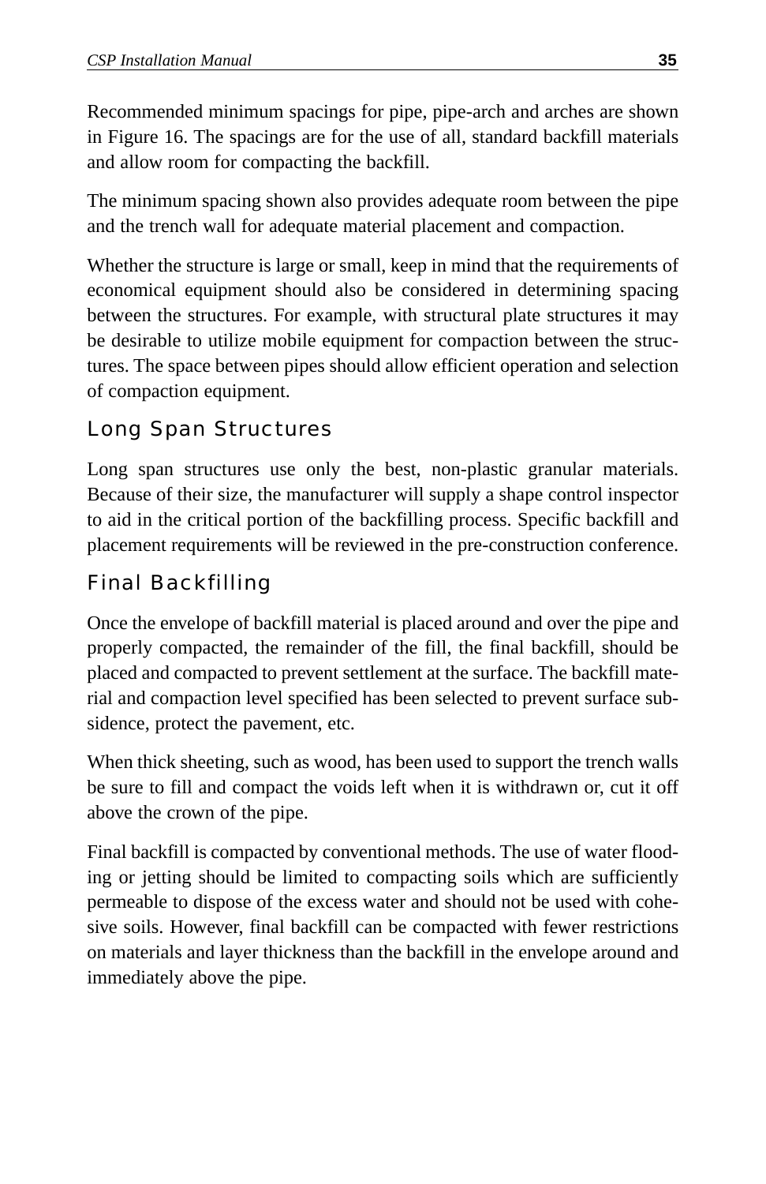Recommended minimum spacings for pipe, pipe-arch and arches are shown in Figure 16. The spacings are for the use of all, standard backfill materials and allow room for compacting the backfill.

The minimum spacing shown also provides adequate room between the pipe and the trench wall for adequate material placement and compaction.

Whether the structure is large or small, keep in mind that the requirements of economical equipment should also be considered in determining spacing between the structures. For example, with structural plate structures it may be desirable to utilize mobile equipment for compaction between the structures. The space between pipes should allow efficient operation and selection of compaction equipment.

## Long Span Structures

Long span structures use only the best, non-plastic granular materials. Because of their size, the manufacturer will supply a shape control inspector to aid in the critical portion of the backfilling process. Specific backfill and placement requirements will be reviewed in the pre-construction conference.

## Final Backfilling

Once the envelope of backfill material is placed around and over the pipe and properly compacted, the remainder of the fill, the final backfill, should be placed and compacted to prevent settlement at the surface. The backfill material and compaction level specified has been selected to prevent surface subsidence, protect the pavement, etc.

When thick sheeting, such as wood, has been used to support the trench walls be sure to fill and compact the voids left when it is withdrawn or, cut it off above the crown of the pipe.

Final backfill is compacted by conventional methods. The use of water flooding or jetting should be limited to compacting soils which are sufficiently permeable to dispose of the excess water and should not be used with cohesive soils. However, final backfill can be compacted with fewer restrictions on materials and layer thickness than the backfill in the envelope around and immediately above the pipe.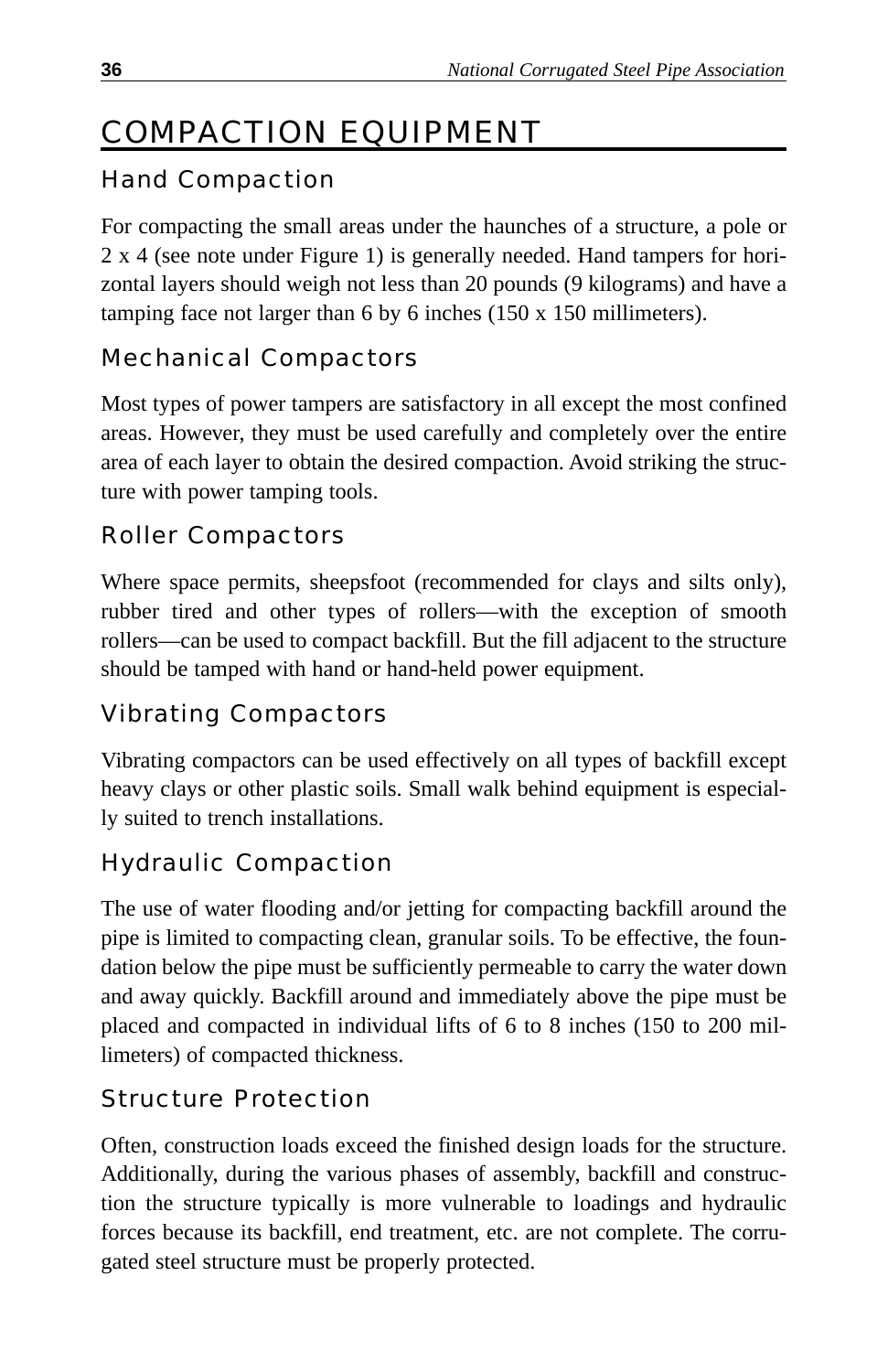# COMPACTION EQUIPMENT

## Hand Compaction

For compacting the small areas under the haunches of a structure, a pole or 2 x 4 (see note under Figure 1) is generally needed. Hand tampers for horizontal layers should weigh not less than 20 pounds (9 kilograms) and have a tamping face not larger than 6 by 6 inches (150 x 150 millimeters).

## Mechanical Compactors

Most types of power tampers are satisfactory in all except the most confined areas. However, they must be used carefully and completely over the entire area of each layer to obtain the desired compaction. Avoid striking the structure with power tamping tools.

## Roller Compactors

Where space permits, sheepsfoot (recommended for clays and silts only), rubber tired and other types of rollers—with the exception of smooth rollers—can be used to compact backfill. But the fill adjacent to the structure should be tamped with hand or hand-held power equipment.

## Vibrating Compactors

Vibrating compactors can be used effectively on all types of backfill except heavy clays or other plastic soils. Small walk behind equipment is especially suited to trench installations.

## Hydraulic Compaction

The use of water flooding and/or jetting for compacting backfill around the pipe is limited to compacting clean, granular soils. To be effective, the foundation below the pipe must be sufficiently permeable to carry the water down and away quickly. Backfill around and immediately above the pipe must be placed and compacted in individual lifts of 6 to 8 inches (150 to 200 millimeters) of compacted thickness.

## Structure Protection

Often, construction loads exceed the finished design loads for the structure. Additionally, during the various phases of assembly, backfill and construction the structure typically is more vulnerable to loadings and hydraulic forces because its backfill, end treatment, etc. are not complete. The corrugated steel structure must be properly protected.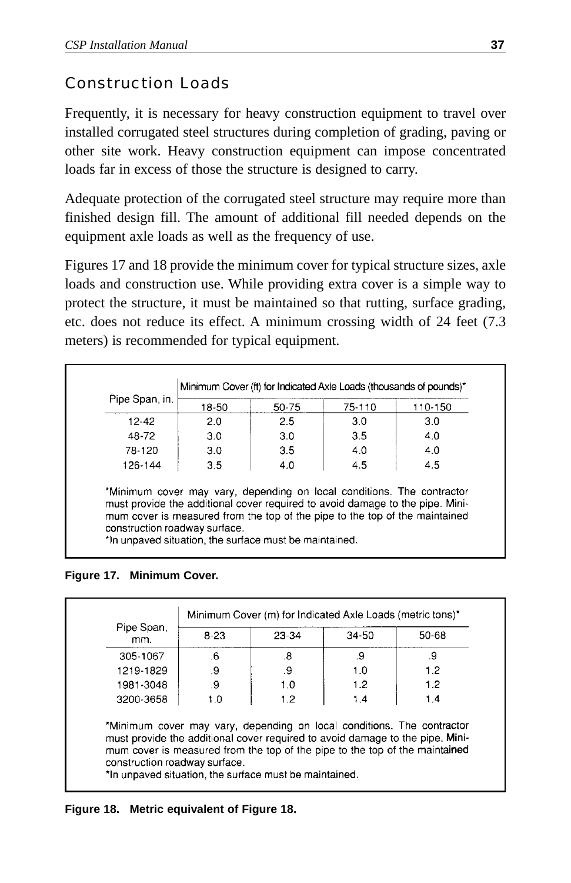## Construction Loads

Frequently, it is necessary for heavy construction equipment to travel over installed corrugated steel structures during completion of grading, paving or other site work. Heavy construction equipment can impose concentrated loads far in excess of those the structure is designed to carry.

Adequate protection of the corrugated steel structure may require more than finished design fill. The amount of additional fill needed depends on the equipment axle loads as well as the frequency of use.

Figures 17 and 18 provide the minimum cover for typical structure sizes, axle loads and construction use. While providing extra cover is a simple way to protect the structure, it must be maintained so that rutting, surface grading, etc. does not reduce its effect. A minimum crossing width of 24 feet (7.3 meters) is recommended for typical equipment.

| Pipe Span, in. | Minimum Cover (ft) for Indicated Axle Loads (thousands of pounds)* | | | |
|---|---|---|---|---|
| | 18-50 | 50-75 | 75-110 | 110-150 |
| 12-42 | 2.0 | 2.5 | 3.0 | 3.0 |
| 48-72 | 3.0 | 3.0 | 3.5 | 4.0 |
| 78-120 | 3.0 | 3.5 | 4.0 | 4.0 |
| 126-144 | 3.5 | 4.0 | 4.5 | 4.5 |

*Minimum cover may vary, depending on local conditions. The contractor must provide the additional cover required to avoid damage to the pipe. Minimum cover is measured from the top of the pipe to the top of the maintained construction roadway surface.
*In unpaved situation, the surface must be maintained.

**Figure 17. Minimum Cover.**

| Pipe Span, mm. | Minimum Cover (m) for Indicated Axle Loads (metric tons)* | | | |
|---|---|---|---|---|
| | 8-23 | 23-34 | 34-50 | 50-68 |
| 305-1067 | .6 | .8 | .9 | .9 |
| 1219-1829 | .9 | .9 | 1.0 | 1.2 |
| 1981-3048 | .9 | 1.0 | 1.2 | 1.2 |
| 3200-3658 | 1.0 | 1.2 | 1.4 | 1.4 |

*Minimum cover may vary, depending on local conditions. The contractor must provide the additional cover required to avoid damage to the pipe. Minimum cover is measured from the top of the pipe to the top of the maintained construction roadway surface.
*In unpaved situation, the surface must be maintained.

**Figure 18. Metric equivalent of Figure 18.**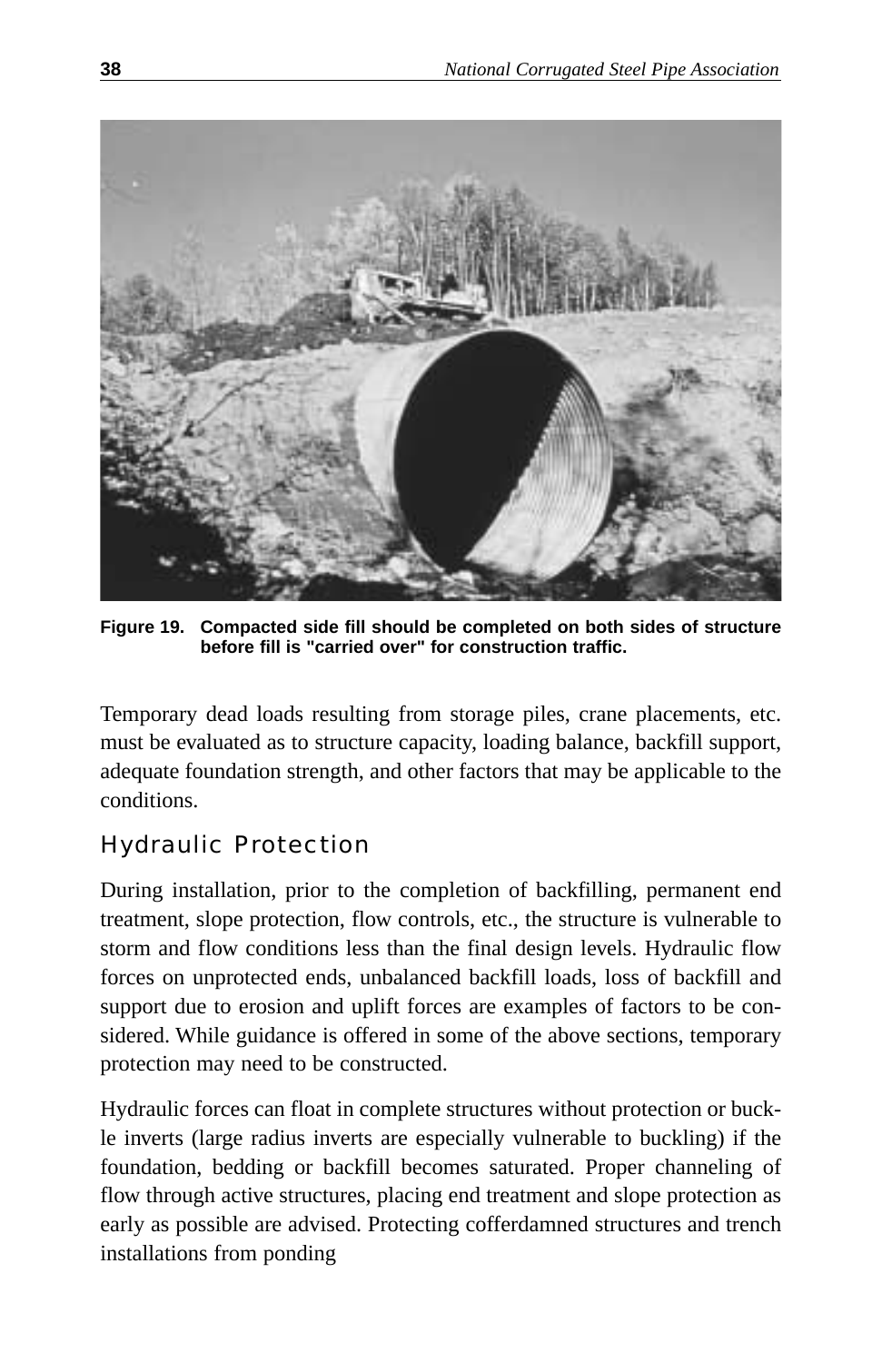**Figure 19. Compacted side fill should be completed on both sides of structure before fill is "carried over" for construction traffic.**

Temporary dead loads resulting from storage piles, crane placements, etc. must be evaluated as to structure capacity, loading balance, backfill support, adequate foundation strength, and other factors that may be applicable to the conditions.

## Hydraulic Protection

During installation, prior to the completion of backfilling, permanent end treatment, slope protection, flow controls, etc., the structure is vulnerable to storm and flow conditions less than the final design levels. Hydraulic flow forces on unprotected ends, unbalanced backfill loads, loss of backfill and support due to erosion and uplift forces are examples of factors to be considered. While guidance is offered in some of the above sections, temporary protection may need to be constructed.

Hydraulic forces can float in complete structures without protection or buckle inverts (large radius inverts are especially vulnerable to buckling) if the foundation, bedding or backfill becomes saturated. Proper channeling of flow through active structures, placing end treatment and slope protection as early as possible are advised. Protecting cofferdamned structures and trench installations from ponding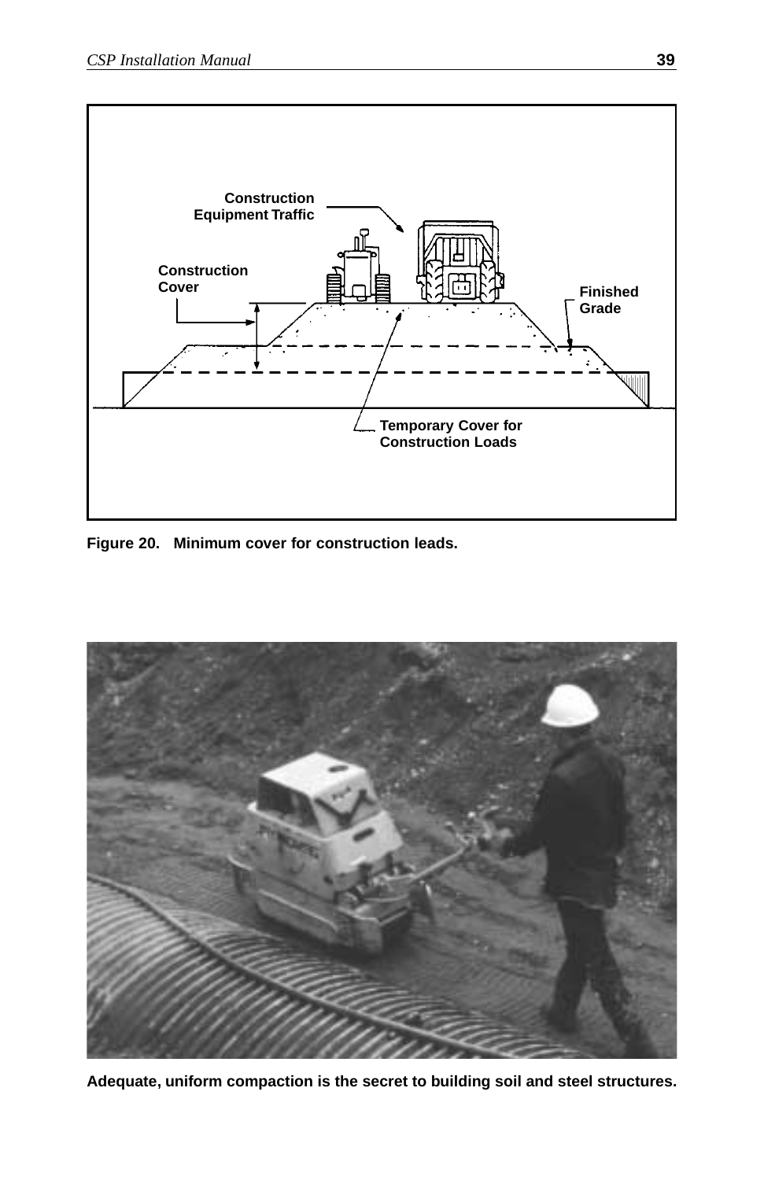Construction Equipment Traffic

Construction Cover

Finished Grade

Temporary Cover for Construction Loads

**Figure 20. Minimum cover for construction leads.**

**Adequate, uniform compaction is the secret to building soil and steel structures.**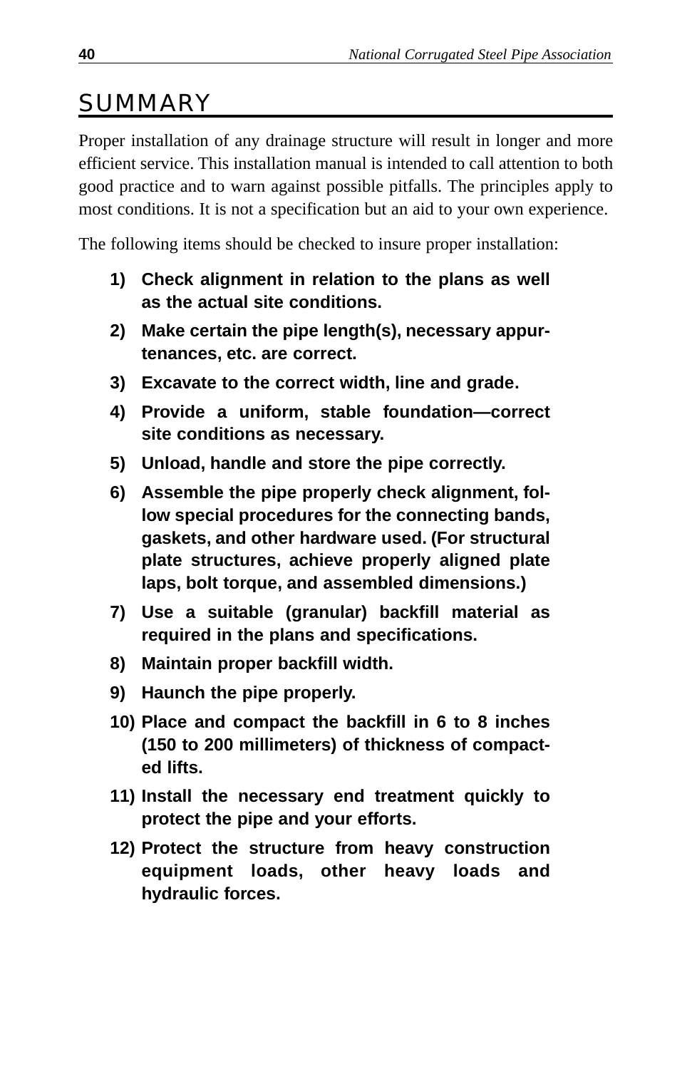# SUMMARY

Proper installation of any drainage structure will result in longer and more efficient service. This installation manual is intended to call attention to both good practice and to warn against possible pitfalls. The principles apply to most conditions. It is not a specification but an aid to your own experience.

The following items should be checked to insure proper installation:

1) **Check alignment in relation to the plans as well as the actual site conditions.**
2) **Make certain the pipe length(s), necessary appurtenances, etc. are correct.**
3) **Excavate to the correct width, line and grade.**
4) **Provide a uniform, stable foundation—correct site conditions as necessary.**
5) **Unload, handle and store the pipe correctly.**
6) **Assemble the pipe properly check alignment, follow special procedures for the connecting bands, gaskets, and other hardware used. (For structural plate structures, achieve properly aligned plate laps, bolt torque, and assembled dimensions.)**
7) **Use a suitable (granular) backfill material as required in the plans and specifications.**
8) **Maintain proper backfill width.**
9) **Haunch the pipe properly.**
10) **Place and compact the backfill in 6 to 8 inches (150 to 200 millimeters) of thickness of compacted lifts.**
11) **Install the necessary end treatment quickly to protect the pipe and your efforts.**
12) **Protect the structure from heavy construction equipment loads, other heavy loads and hydraulic forces.**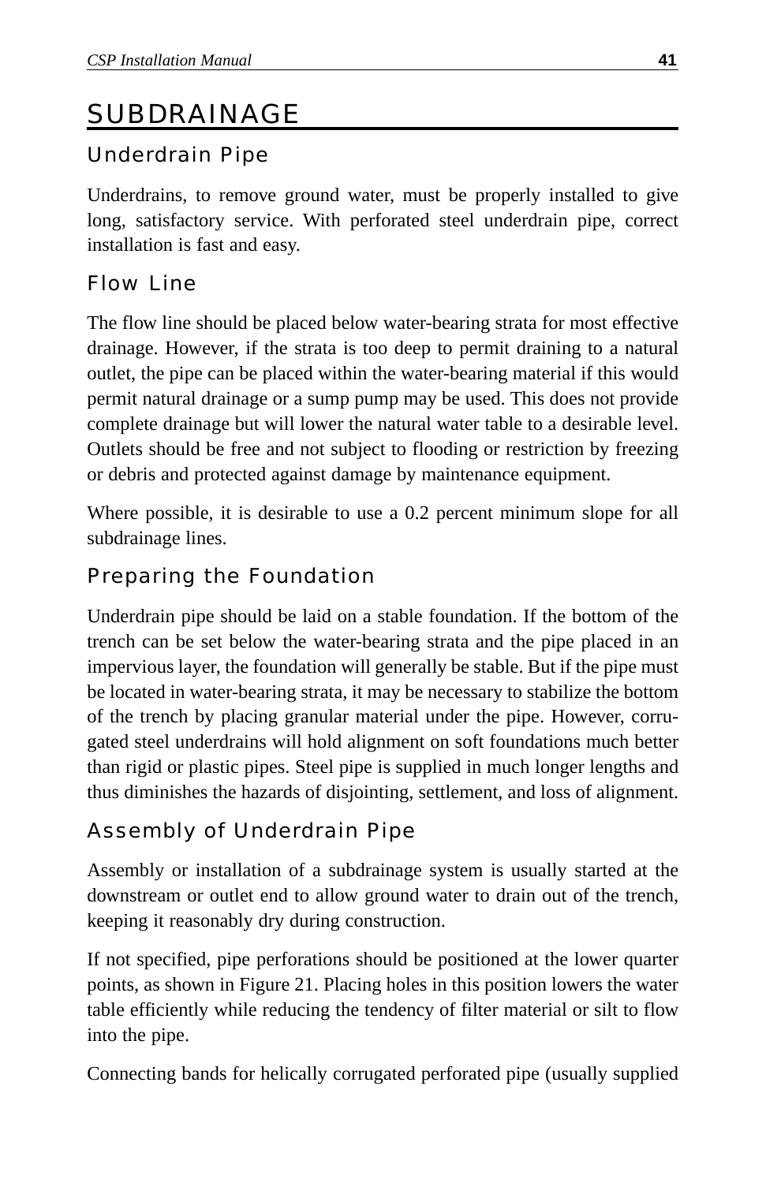# SUBDRAINAGE

## Underdrain Pipe

Underdrains, to remove ground water, must be properly installed to give long, satisfactory service. With perforated steel underdrain pipe, correct installation is fast and easy.

## Flow Line

The flow line should be placed below water-bearing strata for most effective drainage. However, if the strata is too deep to permit draining to a natural outlet, the pipe can be placed within the water-bearing material if this would permit natural drainage or a sump pump may be used. This does not provide complete drainage but will lower the natural water table to a desirable level. Outlets should be free and not subject to flooding or restriction by freezing or debris and protected against damage by maintenance equipment.

Where possible, it is desirable to use a 0.2 percent minimum slope for all subdrainage lines.

## Preparing the Foundation

Underdrain pipe should be laid on a stable foundation. If the bottom of the trench can be set below the water-bearing strata and the pipe placed in an impervious layer, the foundation will generally be stable. But if the pipe must be located in water-bearing strata, it may be necessary to stabilize the bottom of the trench by placing granular material under the pipe. However, corrugated steel underdrains will hold alignment on soft foundations much better than rigid or plastic pipes. Steel pipe is supplied in much longer lengths and thus diminishes the hazards of disjointing, settlement, and loss of alignment.

## Assembly of Underdrain Pipe

Assembly or installation of a subdrainage system is usually started at the downstream or outlet end to allow ground water to drain out of the trench, keeping it reasonably dry during construction.

If not specified, pipe perforations should be positioned at the lower quarter points, as shown in Figure 21. Placing holes in this position lowers the water table efficiently while reducing the tendency of filter material or silt to flow into the pipe.

Connecting bands for helically corrugated perforated pipe (usually supplied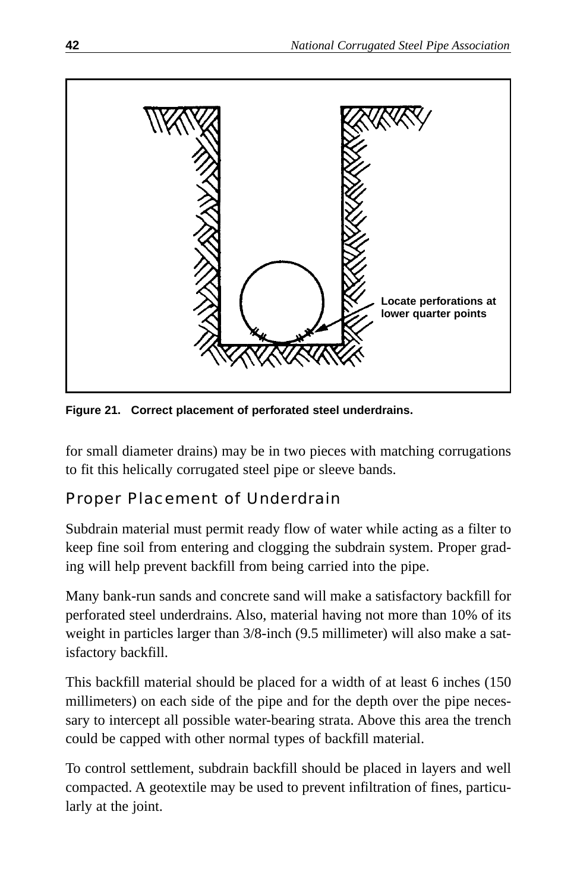Locate perforations at lower quarter points

**Figure 21. Correct placement of perforated steel underdrains.**

for small diameter drains) may be in two pieces with matching corrugations to fit this helically corrugated steel pipe or sleeve bands.

## Proper Placement of Underdrain

Subdrain material must permit ready flow of water while acting as a filter to keep fine soil from entering and clogging the subdrain system. Proper grading will help prevent backfill from being carried into the pipe.

Many bank-run sands and concrete sand will make a satisfactory backfill for perforated steel underdrains. Also, material having not more than 10% of its weight in particles larger than 3/8-inch (9.5 millimeter) will also make a satisfactory backfill.

This backfill material should be placed for a width of at least 6 inches (150 millimeters) on each side of the pipe and for the depth over the pipe necessary to intercept all possible water-bearing strata. Above this area the trench could be capped with other normal types of backfill material.

To control settlement, subdrain backfill should be placed in layers and well compacted. A geotextile may be used to prevent infiltration of fines, particularly at the joint.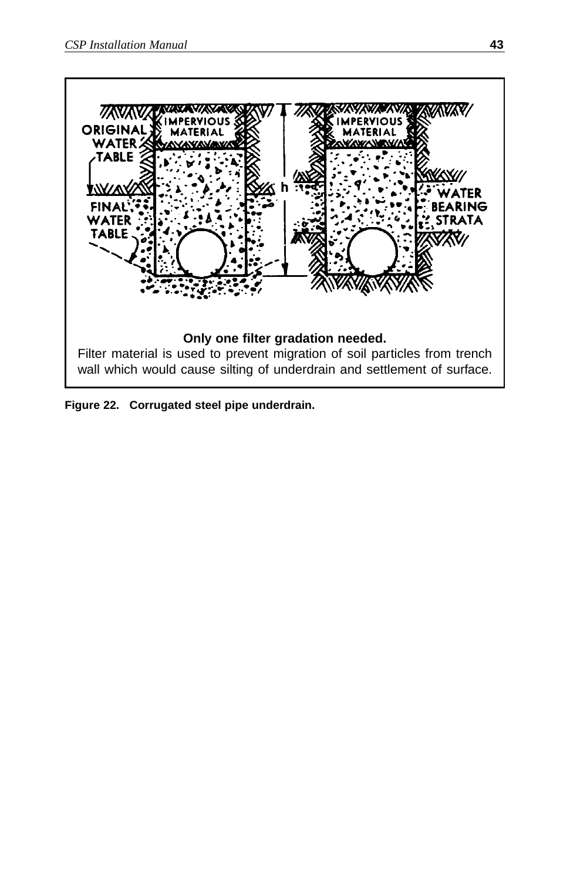**Only one filter gradation needed.**

Filter material is used to prevent migration of soil particles from trench wall which would cause silting of underdrain and settlement of surface.

**Figure 22. Corrugated steel pipe underdrain.**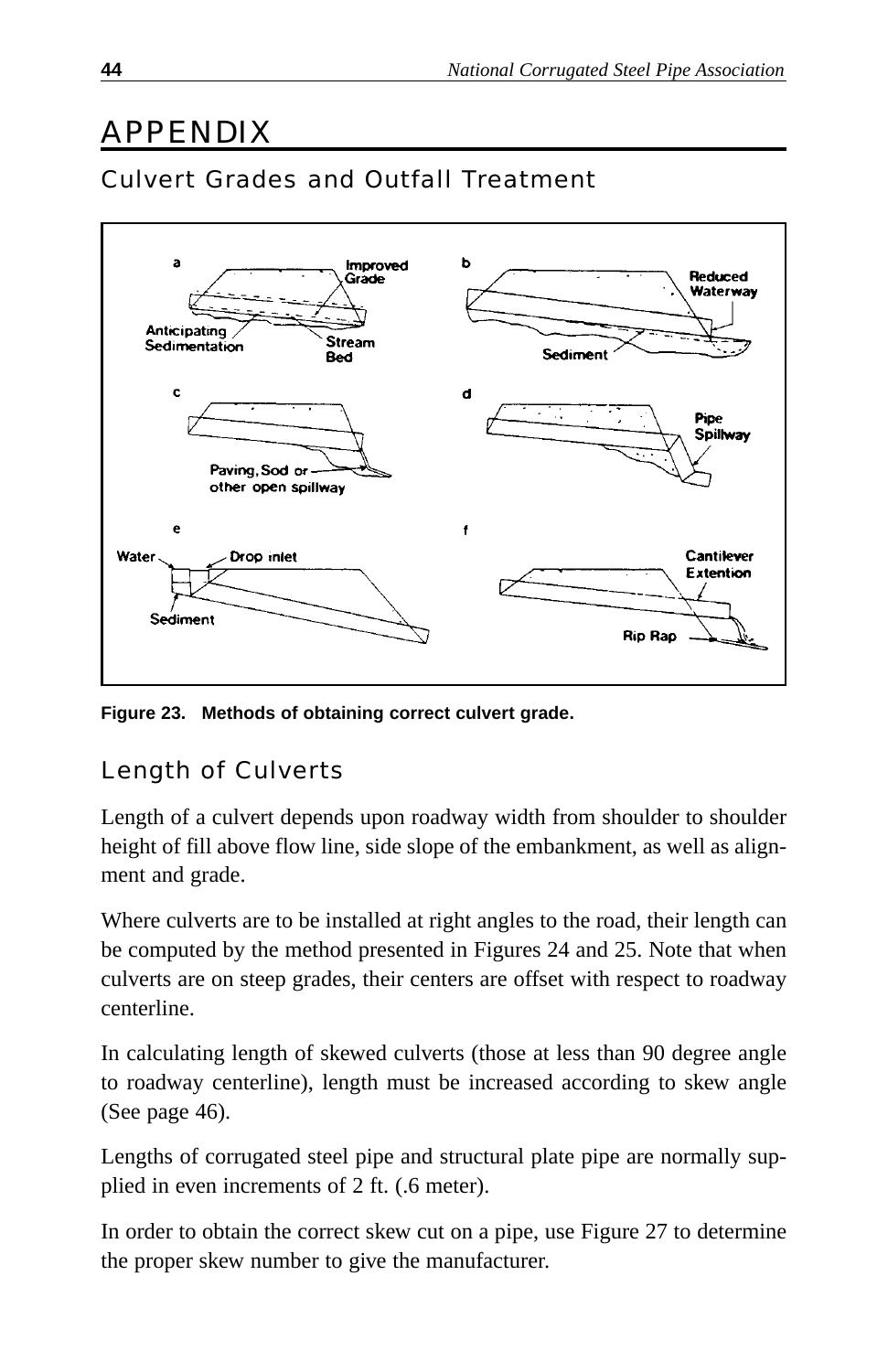# APPENDIX

## Culvert Grades and Outfall Treatment

Figure 23. Methods of obtaining correct culvert grade.

## Length of Culverts

Length of a culvert depends upon roadway width from shoulder to shoulder height of fill above flow line, side slope of the embankment, as well as alignment and grade.

Where culverts are to be installed at right angles to the road, their length can be computed by the method presented in Figures 24 and 25. Note that when culverts are on steep grades, their centers are offset with respect to roadway centerline.

In calculating length of skewed culverts (those at less than 90 degree angle to roadway centerline), length must be increased according to skew angle (See page 46).

Lengths of corrugated steel pipe and structural plate pipe are normally supplied in even increments of 2 ft. (.6 meter).

In order to obtain the correct skew cut on a pipe, use Figure 27 to determine the proper skew number to give the manufacturer.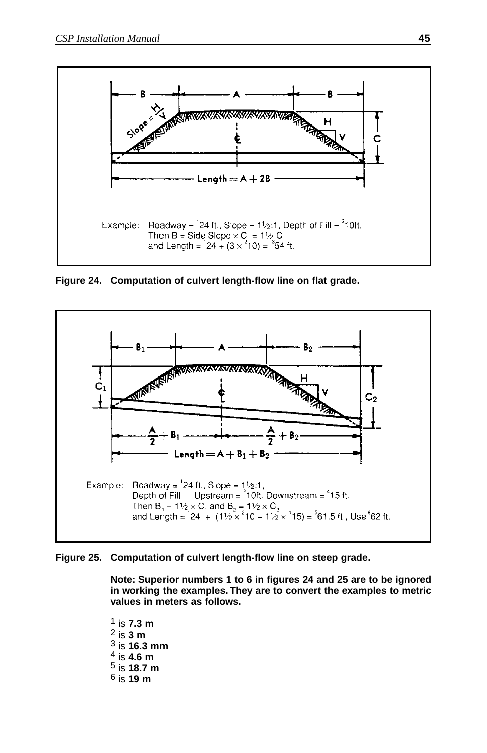Example: Roadway = [1]24 ft., Slope = 1½:1, Depth of Fill = [2]10ft.
Then B = Side Slope × C = 1½ C
and Length = [1]24 + (3 × [2]10) = [3]54 ft.

**Figure 24. Computation of culvert length-flow line on flat grade.**

Example: Roadway = [1]24 ft., Slope = 1½:1,
Depth of Fill — Upstream = [2]10ft. Downstream = [4]15 ft.
Then $B_1$ = 1½ × C, and $B_2$ = 1½ × $C_2$
and Length = [1]24 + (1½ × [2]10 + 1½ × [4]15) = [5]61.5 ft., Use [6]62 ft.

**Figure 25. Computation of culvert length-flow line on steep grade.**

**Note: Superior numbers 1 to 6 in figures 24 and 25 are to be ignored in working the examples. They are to convert the examples to metric values in meters as follows.**

1 is **7.3 m**
2 is **3 m**
3 is **16.3 mm**
4 is **4.6 m**
5 is **18.7 m**
6 is **19 m**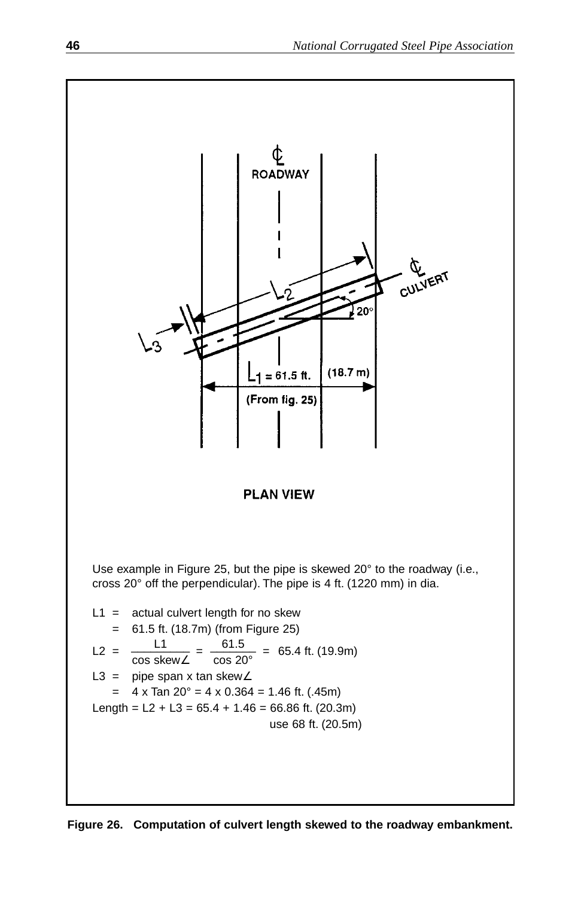Use example in Figure 25, but the pipe is skewed 20° to the roadway (i.e., cross 20° off the perpendicular). The pipe is 4 ft. (1220 mm) in dia.

L1 = actual culvert length for no skew
= 61.5 ft. (18.7m) (from Figure 25)

$$L2 = \frac{L1}{\cos \text{skew}\angle} = \frac{61.5}{\cos 20°} = 65.4 \text{ ft. } (19.9\text{m})$$

L3 = pipe span x tan skew∠
= 4 x Tan 20° = 4 x 0.364 = 1.46 ft. (.45m)

Length = L2 + L3 = 65.4 + 1.46 = 66.86 ft. (20.3m)
use 68 ft. (20.5m)

**Figure 26. Computation of culvert length skewed to the roadway embankment.**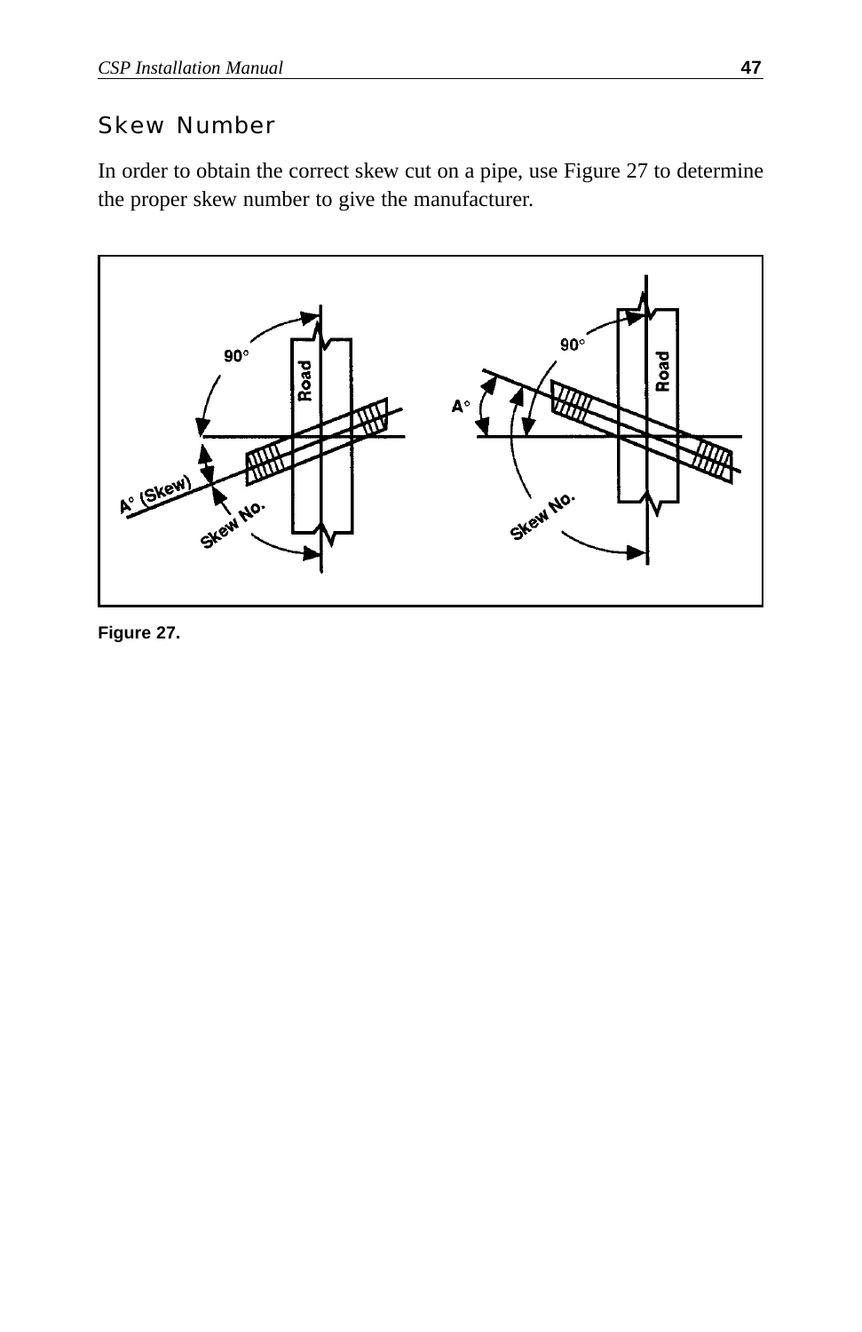## Skew Number

In order to obtain the correct skew cut on a pipe, use Figure 27 to determine the proper skew number to give the manufacturer.

Figure 27.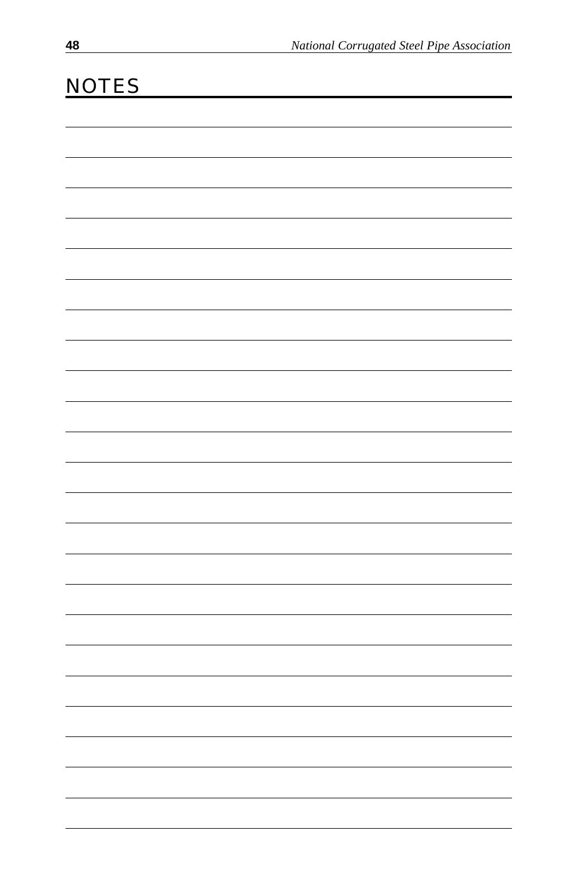# NOTES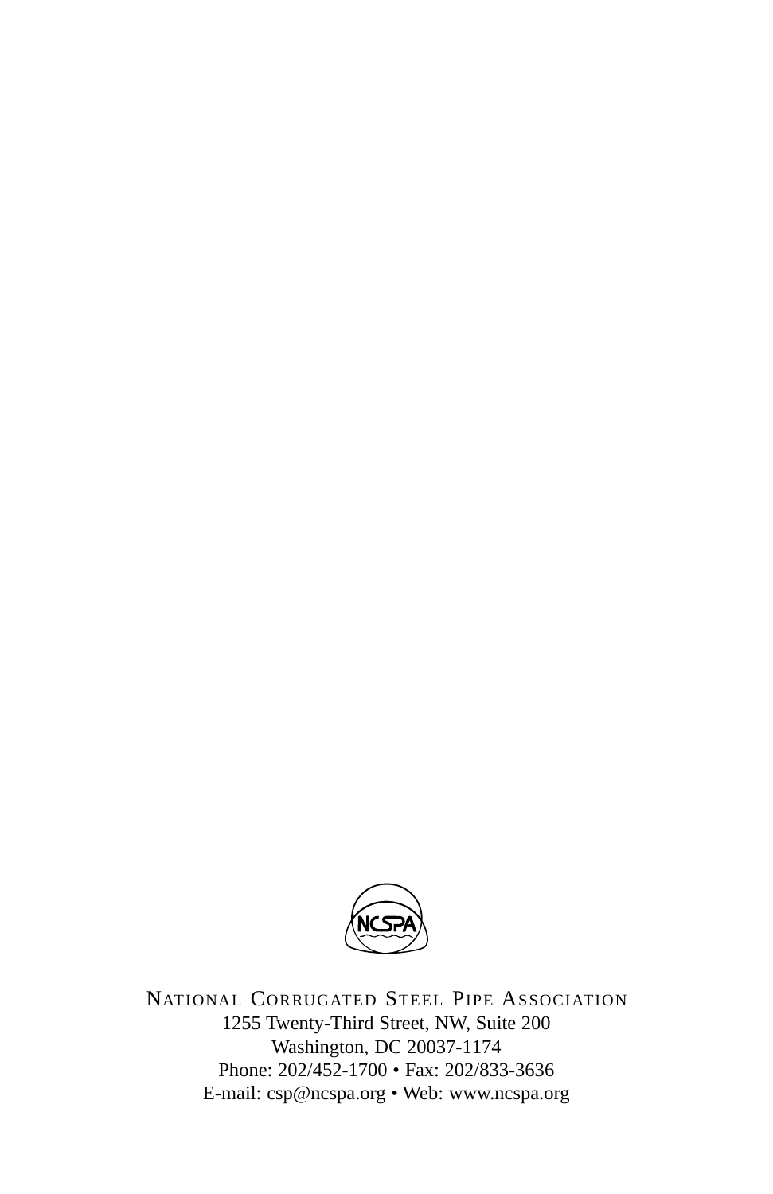NCSPA

NATIONAL CORRUGATED STEEL PIPE ASSOCIATION
1255 Twenty-Third Street, NW, Suite 200
Washington, DC 20037-1174
Phone: 202/452-1700 • Fax: 202/833-3636
E-mail: csp@ncspa.org • Web: www.ncspa.org